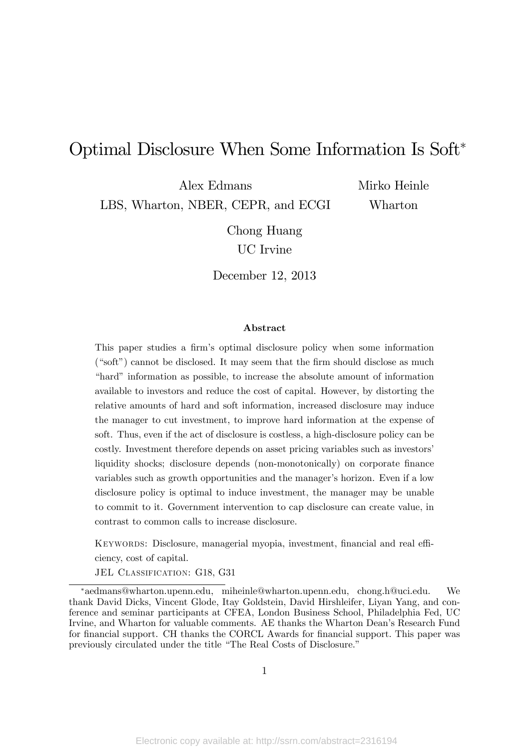# Optimal Disclosure When Some Information Is Soft*

Alex Edmans
LBS, Wharton, NBER, CEPR, and ECGI

Mirko Heinle
Wharton

Chong Huang
UC Irvine

December 12, 2013

### Abstract

This paper studies a firm's optimal disclosure policy when some information ("soft") cannot be disclosed. It may seem that the firm should disclose as much "hard" information as possible, to increase the absolute amount of information available to investors and reduce the cost of capital. However, by distorting the relative amounts of hard and soft information, increased disclosure may induce the manager to cut investment, to improve hard information at the expense of soft. Thus, even if the act of disclosure is costless, a high-disclosure policy can be costly. Investment therefore depends on asset pricing variables such as investors' liquidity shocks; disclosure depends (non-monotonically) on corporate finance variables such as growth opportunities and the manager's horizon. Even if a low disclosure policy is optimal to induce investment, the manager may be unable to commit to it. Government intervention to cap disclosure can create value, in contrast to common calls to increase disclosure.

KEYWORDS: Disclosure, managerial myopia, investment, financial and real efficiency, cost of capital.

JEL CLASSIFICATION: G18, G31

---

*aedmans@wharton.upenn.edu, miheinle@wharton.upenn.edu, chong.h@uci.edu. We thank David Dicks, Vincent Glode, Itay Goldstein, David Hirshleifer, Liyan Yang, and conference and seminar participants at CFEA, London Business School, Philadelphia Fed, UC Irvine, and Wharton for valuable comments. AE thanks the Wharton Dean's Research Fund for financial support. CH thanks the CORCL Awards for financial support. This paper was previously circulated under the title "The Real Costs of Disclosure."

Electronic copy available at: http://ssrn.com/abstract=2316194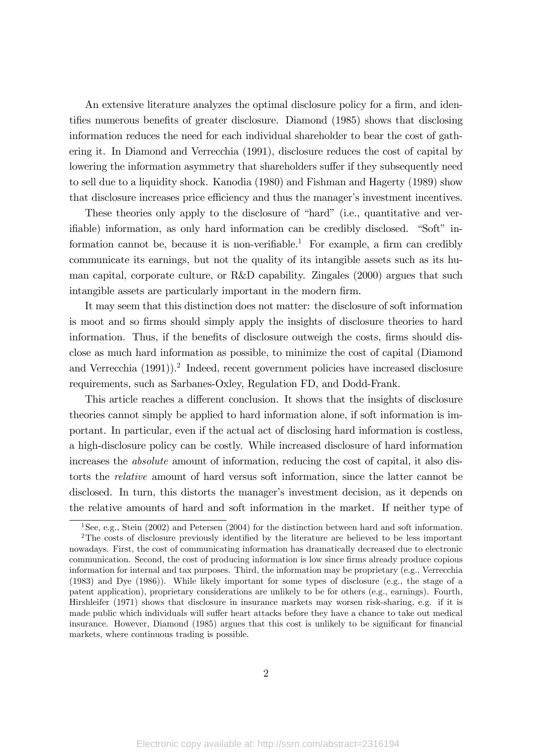An extensive literature analyzes the optimal disclosure policy for a firm, and identifies numerous benefits of greater disclosure. Diamond (1985) shows that disclosing information reduces the need for each individual shareholder to bear the cost of gathering it. In Diamond and Verrecchia (1991), disclosure reduces the cost of capital by lowering the information asymmetry that shareholders suffer if they subsequently need to sell due to a liquidity shock. Kanodia (1980) and Fishman and Hagerty (1989) show that disclosure increases price efficiency and thus the manager's investment incentives.

These theories only apply to the disclosure of "hard" (i.e., quantitative and verifiable) information, as only hard information can be credibly disclosed. "Soft" information cannot be, because it is non-verifiable.[1] For example, a firm can credibly communicate its earnings, but not the quality of its intangible assets such as its human capital, corporate culture, or R&D capability. Zingales (2000) argues that such intangible assets are particularly important in the modern firm.

It may seem that this distinction does not matter: the disclosure of soft information is moot and so firms should simply apply the insights of disclosure theories to hard information. Thus, if the benefits of disclosure outweigh the costs, firms should disclose as much hard information as possible, to minimize the cost of capital (Diamond and Verrecchia (1991)).[2] Indeed, recent government policies have increased disclosure requirements, such as Sarbanes-Oxley, Regulation FD, and Dodd-Frank.

This article reaches a different conclusion. It shows that the insights of disclosure theories cannot simply be applied to hard information alone, if soft information is important. In particular, even if the actual act of disclosing hard information is costless, a high-disclosure policy can be costly. While increased disclosure of hard information increases the *absolute* amount of information, reducing the cost of capital, it also distorts the *relative* amount of hard versus soft information, since the latter cannot be disclosed. In turn, this distorts the manager's investment decision, as it depends on the relative amounts of hard and soft information in the market. If neither type of

[1] See, e.g., Stein (2002) and Petersen (2004) for the distinction between hard and soft information.

[2] The costs of disclosure previously identified by the literature are believed to be less important nowadays. First, the cost of communicating information has dramatically decreased due to electronic communication. Second, the cost of producing information is low since firms already produce copious information for internal and tax purposes. Third, the information may be proprietary (e.g., Verrecchia (1983) and Dye (1986)). While likely important for some types of disclosure (e.g., the stage of a patent application), proprietary considerations are unlikely to be for others (e.g., earnings). Fourth, Hirshleifer (1971) shows that disclosure in insurance markets may worsen risk-sharing, e.g. if it is made public which individuals will suffer heart attacks before they have a chance to take out medical insurance. However, Diamond (1985) argues that this cost is unlikely to be significant for financial markets, where continuous trading is possible.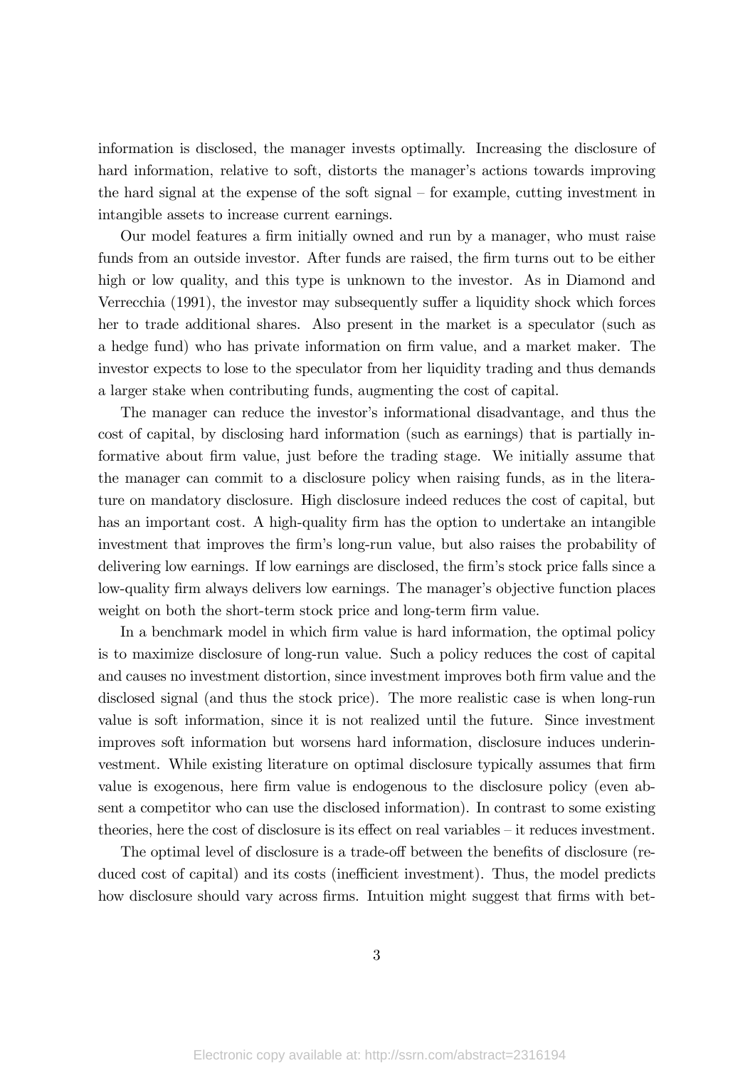information is disclosed, the manager invests optimally. Increasing the disclosure of hard information, relative to soft, distorts the manager's actions towards improving the hard signal at the expense of the soft signal – for example, cutting investment in intangible assets to increase current earnings.

Our model features a firm initially owned and run by a manager, who must raise funds from an outside investor. After funds are raised, the firm turns out to be either high or low quality, and this type is unknown to the investor. As in Diamond and Verrecchia (1991), the investor may subsequently suffer a liquidity shock which forces her to trade additional shares. Also present in the market is a speculator (such as a hedge fund) who has private information on firm value, and a market maker. The investor expects to lose to the speculator from her liquidity trading and thus demands a larger stake when contributing funds, augmenting the cost of capital.

The manager can reduce the investor's informational disadvantage, and thus the cost of capital, by disclosing hard information (such as earnings) that is partially informative about firm value, just before the trading stage. We initially assume that the manager can commit to a disclosure policy when raising funds, as in the literature on mandatory disclosure. High disclosure indeed reduces the cost of capital, but has an important cost. A high-quality firm has the option to undertake an intangible investment that improves the firm's long-run value, but also raises the probability of delivering low earnings. If low earnings are disclosed, the firm's stock price falls since a low-quality firm always delivers low earnings. The manager's objective function places weight on both the short-term stock price and long-term firm value.

In a benchmark model in which firm value is hard information, the optimal policy is to maximize disclosure of long-run value. Such a policy reduces the cost of capital and causes no investment distortion, since investment improves both firm value and the disclosed signal (and thus the stock price). The more realistic case is when long-run value is soft information, since it is not realized until the future. Since investment improves soft information but worsens hard information, disclosure induces underinvestment. While existing literature on optimal disclosure typically assumes that firm value is exogenous, here firm value is endogenous to the disclosure policy (even absent a competitor who can use the disclosed information). In contrast to some existing theories, here the cost of disclosure is its effect on real variables – it reduces investment.

The optimal level of disclosure is a trade-off between the benefits of disclosure (reduced cost of capital) and its costs (inefficient investment). Thus, the model predicts how disclosure should vary across firms. Intuition might suggest that firms with bet-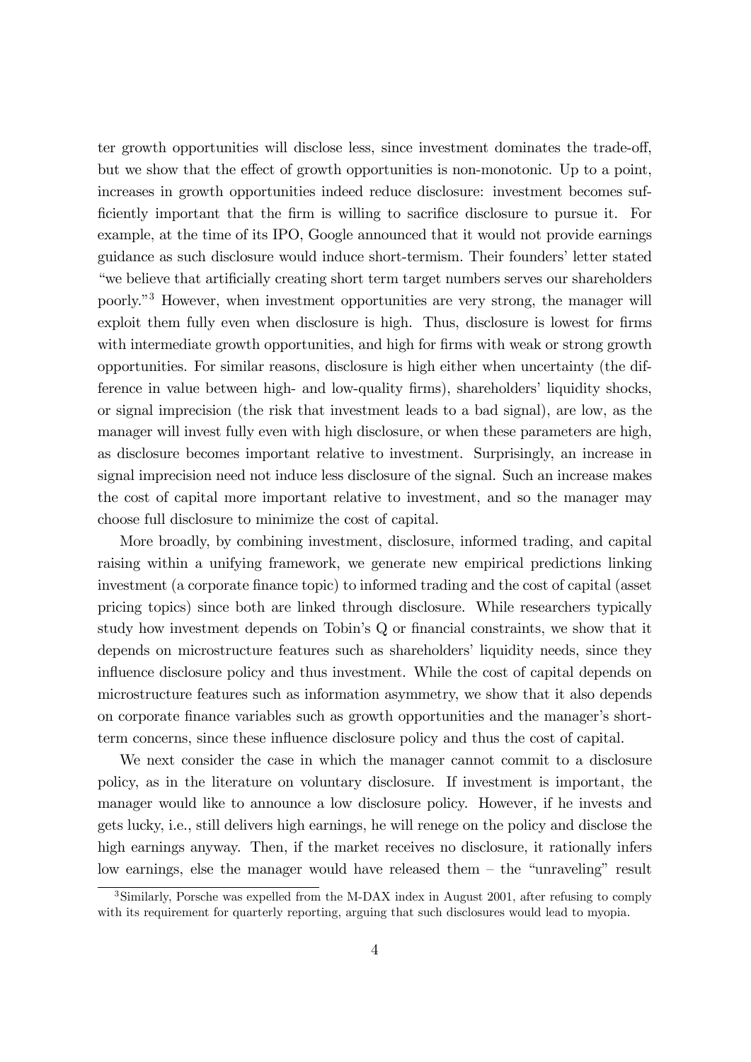ter growth opportunities will disclose less, since investment dominates the trade-off, but we show that the effect of growth opportunities is non-monotonic. Up to a point, increases in growth opportunities indeed reduce disclosure: investment becomes sufficiently important that the firm is willing to sacrifice disclosure to pursue it. For example, at the time of its IPO, Google announced that it would not provide earnings guidance as such disclosure would induce short-termism. Their founders' letter stated "we believe that artificially creating short term target numbers serves our shareholders poorly."[3] However, when investment opportunities are very strong, the manager will exploit them fully even when disclosure is high. Thus, disclosure is lowest for firms with intermediate growth opportunities, and high for firms with weak or strong growth opportunities. For similar reasons, disclosure is high either when uncertainty (the difference in value between high- and low-quality firms), shareholders' liquidity shocks, or signal imprecision (the risk that investment leads to a bad signal), are low, as the manager will invest fully even with high disclosure, or when these parameters are high, as disclosure becomes important relative to investment. Surprisingly, an increase in signal imprecision need not induce less disclosure of the signal. Such an increase makes the cost of capital more important relative to investment, and so the manager may choose full disclosure to minimize the cost of capital.

More broadly, by combining investment, disclosure, informed trading, and capital raising within a unifying framework, we generate new empirical predictions linking investment (a corporate finance topic) to informed trading and the cost of capital (asset pricing topics) since both are linked through disclosure. While researchers typically study how investment depends on Tobin's Q or financial constraints, we show that it depends on microstructure features such as shareholders' liquidity needs, since they influence disclosure policy and thus investment. While the cost of capital depends on microstructure features such as information asymmetry, we show that it also depends on corporate finance variables such as growth opportunities and the manager's short-term concerns, since these influence disclosure policy and thus the cost of capital.

We next consider the case in which the manager cannot commit to a disclosure policy, as in the literature on voluntary disclosure. If investment is important, the manager would like to announce a low disclosure policy. However, if he invests and gets lucky, i.e., still delivers high earnings, he will renege on the policy and disclose the high earnings anyway. Then, if the market receives no disclosure, it rationally infers low earnings, else the manager would have released them – the "unraveling" result

[3] Similarly, Porsche was expelled from the M-DAX index in August 2001, after refusing to comply with its requirement for quarterly reporting, arguing that such disclosures would lead to myopia.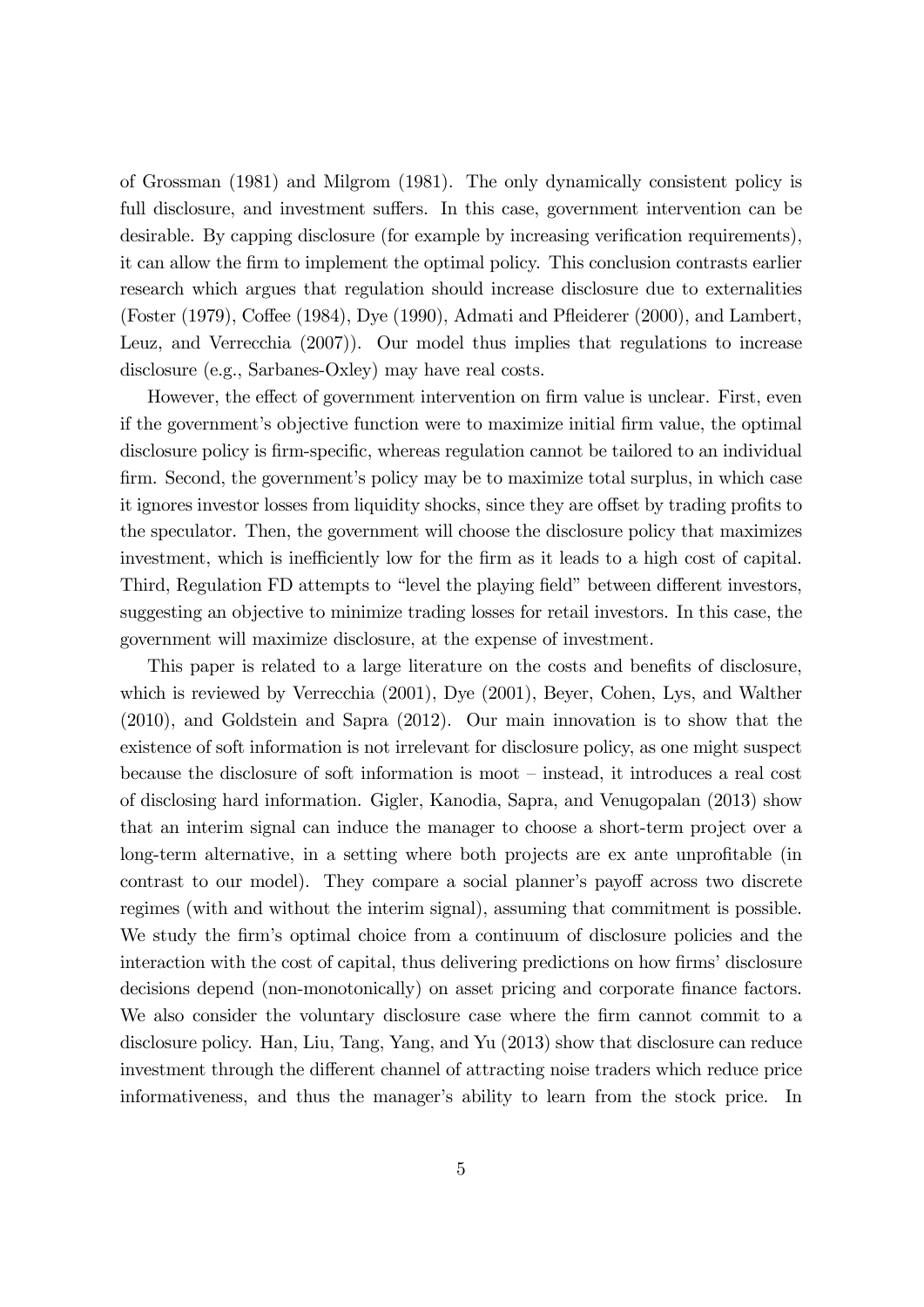of Grossman (1981) and Milgrom (1981). The only dynamically consistent policy is full disclosure, and investment suffers. In this case, government intervention can be desirable. By capping disclosure (for example by increasing verification requirements), it can allow the firm to implement the optimal policy. This conclusion contrasts earlier research which argues that regulation should increase disclosure due to externalities (Foster (1979), Coffee (1984), Dye (1990), Admati and Pfleiderer (2000), and Lambert, Leuz, and Verrecchia (2007)). Our model thus implies that regulations to increase disclosure (e.g., Sarbanes-Oxley) may have real costs.

However, the effect of government intervention on firm value is unclear. First, even if the government's objective function were to maximize initial firm value, the optimal disclosure policy is firm-specific, whereas regulation cannot be tailored to an individual firm. Second, the government's policy may be to maximize total surplus, in which case it ignores investor losses from liquidity shocks, since they are offset by trading profits to the speculator. Then, the government will choose the disclosure policy that maximizes investment, which is inefficiently low for the firm as it leads to a high cost of capital. Third, Regulation FD attempts to "level the playing field" between different investors, suggesting an objective to minimize trading losses for retail investors. In this case, the government will maximize disclosure, at the expense of investment.

This paper is related to a large literature on the costs and benefits of disclosure, which is reviewed by Verrecchia (2001), Dye (2001), Beyer, Cohen, Lys, and Walther (2010), and Goldstein and Sapra (2012). Our main innovation is to show that the existence of soft information is not irrelevant for disclosure policy, as one might suspect because the disclosure of soft information is moot – instead, it introduces a real cost of disclosing hard information. Gigler, Kanodia, Sapra, and Venugopalan (2013) show that an interim signal can induce the manager to choose a short-term project over a long-term alternative, in a setting where both projects are ex ante unprofitable (in contrast to our model). They compare a social planner's payoff across two discrete regimes (with and without the interim signal), assuming that commitment is possible. We study the firm's optimal choice from a continuum of disclosure policies and the interaction with the cost of capital, thus delivering predictions on how firms' disclosure decisions depend (non-monotonically) on asset pricing and corporate finance factors. We also consider the voluntary disclosure case where the firm cannot commit to a disclosure policy. Han, Liu, Tang, Yang, and Yu (2013) show that disclosure can reduce investment through the different channel of attracting noise traders which reduce price informativeness, and thus the manager's ability to learn from the stock price. In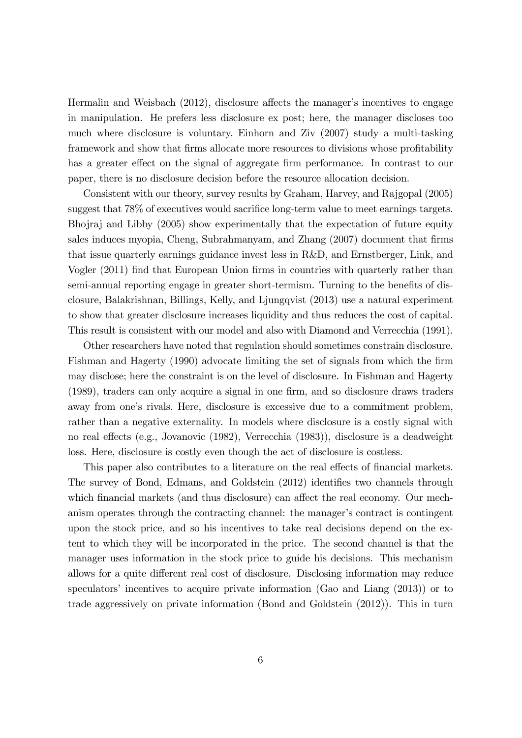Hermalin and Weisbach (2012), disclosure affects the manager's incentives to engage in manipulation. He prefers less disclosure ex post; here, the manager discloses too much where disclosure is voluntary. Einhorn and Ziv (2007) study a multi-tasking framework and show that firms allocate more resources to divisions whose profitability has a greater effect on the signal of aggregate firm performance. In contrast to our paper, there is no disclosure decision before the resource allocation decision.

Consistent with our theory, survey results by Graham, Harvey, and Rajgopal (2005) suggest that 78% of executives would sacrifice long-term value to meet earnings targets. Bhojraj and Libby (2005) show experimentally that the expectation of future equity sales induces myopia, Cheng, Subrahmanyam, and Zhang (2007) document that firms that issue quarterly earnings guidance invest less in R&D, and Ernstberger, Link, and Vogler (2011) find that European Union firms in countries with quarterly rather than semi-annual reporting engage in greater short-termism. Turning to the benefits of disclosure, Balakrishnan, Billings, Kelly, and Ljungqvist (2013) use a natural experiment to show that greater disclosure increases liquidity and thus reduces the cost of capital. This result is consistent with our model and also with Diamond and Verrecchia (1991).

Other researchers have noted that regulation should sometimes constrain disclosure. Fishman and Hagerty (1990) advocate limiting the set of signals from which the firm may disclose; here the constraint is on the level of disclosure. In Fishman and Hagerty (1989), traders can only acquire a signal in one firm, and so disclosure draws traders away from one's rivals. Here, disclosure is excessive due to a commitment problem, rather than a negative externality. In models where disclosure is a costly signal with no real effects (e.g., Jovanovic (1982), Verrecchia (1983)), disclosure is a deadweight loss. Here, disclosure is costly even though the act of disclosure is costless.

This paper also contributes to a literature on the real effects of financial markets. The survey of Bond, Edmans, and Goldstein (2012) identifies two channels through which financial markets (and thus disclosure) can affect the real economy. Our mechanism operates through the contracting channel: the manager's contract is contingent upon the stock price, and so his incentives to take real decisions depend on the extent to which they will be incorporated in the price. The second channel is that the manager uses information in the stock price to guide his decisions. This mechanism allows for a quite different real cost of disclosure. Disclosing information may reduce speculators' incentives to acquire private information (Gao and Liang (2013)) or to trade aggressively on private information (Bond and Goldstein (2012)). This in turn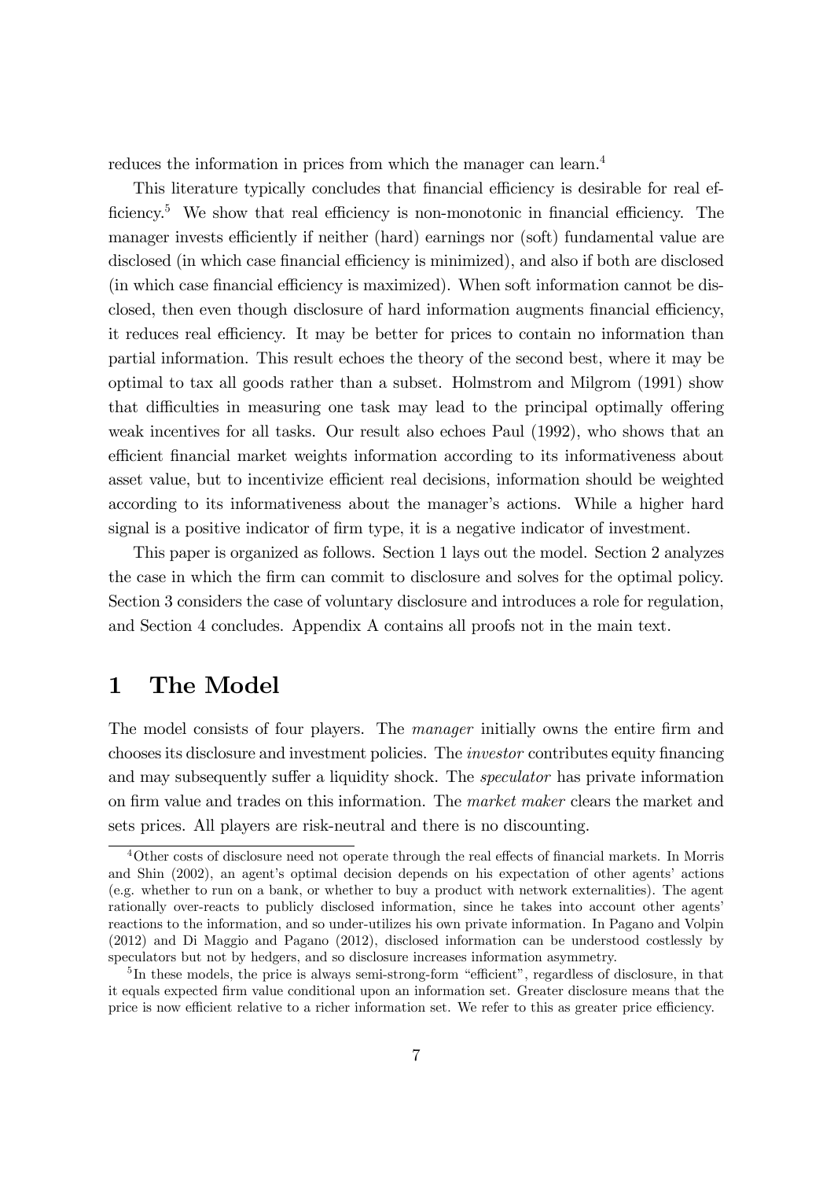reduces the information in prices from which the manager can learn.[4]

This literature typically concludes that financial efficiency is desirable for real efficiency.[5] We show that real efficiency is non-monotonic in financial efficiency. The manager invests efficiently if neither (hard) earnings nor (soft) fundamental value are disclosed (in which case financial efficiency is minimized), and also if both are disclosed (in which case financial efficiency is maximized). When soft information cannot be disclosed, then even though disclosure of hard information augments financial efficiency, it reduces real efficiency. It may be better for prices to contain no information than partial information. This result echoes the theory of the second best, where it may be optimal to tax all goods rather than a subset. Holmstrom and Milgrom (1991) show that difficulties in measuring one task may lead to the principal optimally offering weak incentives for all tasks. Our result also echoes Paul (1992), who shows that an efficient financial market weights information according to its informativeness about asset value, but to incentivize efficient real decisions, information should be weighted according to its informativeness about the manager's actions. While a higher hard signal is a positive indicator of firm type, it is a negative indicator of investment.

This paper is organized as follows. Section 1 lays out the model. Section 2 analyzes the case in which the firm can commit to disclosure and solves for the optimal policy. Section 3 considers the case of voluntary disclosure and introduces a role for regulation, and Section 4 concludes. Appendix A contains all proofs not in the main text.

# 1 The Model

The model consists of four players. The *manager* initially owns the entire firm and chooses its disclosure and investment policies. The *investor* contributes equity financing and may subsequently suffer a liquidity shock. The *speculator* has private information on firm value and trades on this information. The *market maker* clears the market and sets prices. All players are risk-neutral and there is no discounting.

[4] Other costs of disclosure need not operate through the real effects of financial markets. In Morris and Shin (2002), an agent's optimal decision depends on his expectation of other agents' actions (e.g. whether to run on a bank, or whether to buy a product with network externalities). The agent rationally over-reacts to publicly disclosed information, since he takes into account other agents' reactions to the information, and so under-utilizes his own private information. In Pagano and Volpin (2012) and Di Maggio and Pagano (2012), disclosed information can be understood costlessly by speculators but not by hedgers, and so disclosure increases information asymmetry.

[5] In these models, the price is always semi-strong-form "efficient", regardless of disclosure, in that it equals expected firm value conditional upon an information set. Greater disclosure means that the price is now efficient relative to a richer information set. We refer to this as greater price efficiency.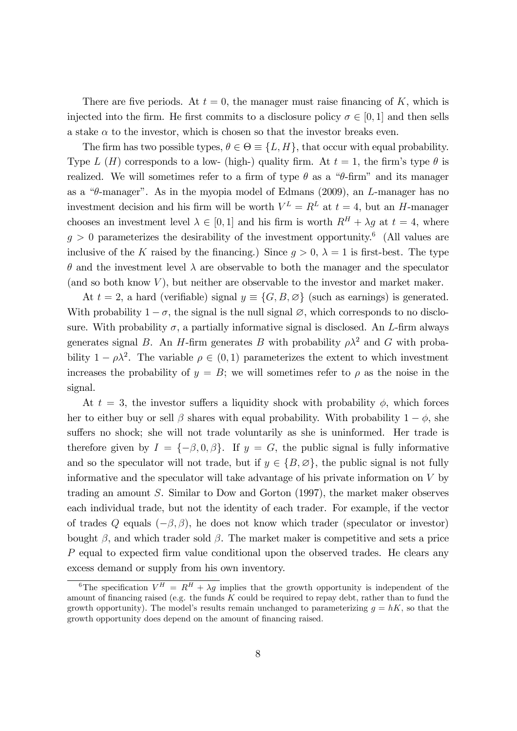There are five periods. At $t = 0$, the manager must raise financing of $K$, which is injected into the firm. He first commits to a disclosure policy $\sigma \in [0, 1]$ and then sells a stake $\alpha$ to the investor, which is chosen so that the investor breaks even.

The firm has two possible types, $\theta \in \Theta \equiv \{L, H\}$, that occur with equal probability. Type $L$ ($H$) corresponds to a low- (high-) quality firm. At $t = 1$, the firm's type $\theta$ is realized. We will sometimes refer to a firm of type $\theta$ as a "$\theta$-firm" and its manager as a "$\theta$-manager". As in the myopia model of Edmans (2009), an $L$-manager has no investment decision and his firm will be worth $V^L = R^L$ at $t = 4$, but an $H$-manager chooses an investment level $\lambda \in [0, 1]$ and his firm is worth $R^H + \lambda g$ at $t = 4$, where $g > 0$ parameterizes the desirability of the investment opportunity.[6] (All values are inclusive of the $K$ raised by the financing.) Since $g > 0$, $\lambda = 1$ is first-best. The type $\theta$ and the investment level $\lambda$ are observable to both the manager and the speculator (and so both know $V$), but neither are observable to the investor and market maker.

At $t = 2$, a hard (verifiable) signal $y \equiv \{G, B, \varnothing\}$ (such as earnings) is generated. With probability $1 - \sigma$, the signal is the null signal $\varnothing$, which corresponds to no disclosure. With probability $\sigma$, a partially informative signal is disclosed. An $L$-firm always generates signal $B$. An $H$-firm generates $B$ with probability $\rho\lambda^2$ and $G$ with probability $1 - \rho\lambda^2$. The variable $\rho \in (0, 1)$ parameterizes the extent to which investment increases the probability of $y = B$; we will sometimes refer to $\rho$ as the noise in the signal.

At $t = 3$, the investor suffers a liquidity shock with probability $\phi$, which forces her to either buy or sell $\beta$ shares with equal probability. With probability $1 - \phi$, she suffers no shock; she will not trade voluntarily as she is uninformed. Her trade is therefore given by $I = \{-\beta, 0, \beta\}$. If $y = G$, the public signal is fully informative and so the speculator will not trade, but if $y \in \{B, \varnothing\}$, the public signal is not fully informative and the speculator will take advantage of his private information on $V$ by trading an amount $S$. Similar to Dow and Gorton (1997), the market maker observes each individual trade, but not the identity of each trader. For example, if the vector of trades $Q$ equals $(-\beta, \beta)$, he does not know which trader (speculator or investor) bought $\beta$, and which trader sold $\beta$. The market maker is competitive and sets a price $P$ equal to expected firm value conditional upon the observed trades. He clears any excess demand or supply from his own inventory.

[6] The specification $V^H = R^H + \lambda g$ implies that the growth opportunity is independent of the amount of financing raised (e.g. the funds $K$ could be required to repay debt, rather than to fund the growth opportunity). The model's results remain unchanged to parameterizing $g = hK$, so that the growth opportunity does depend on the amount of financing raised.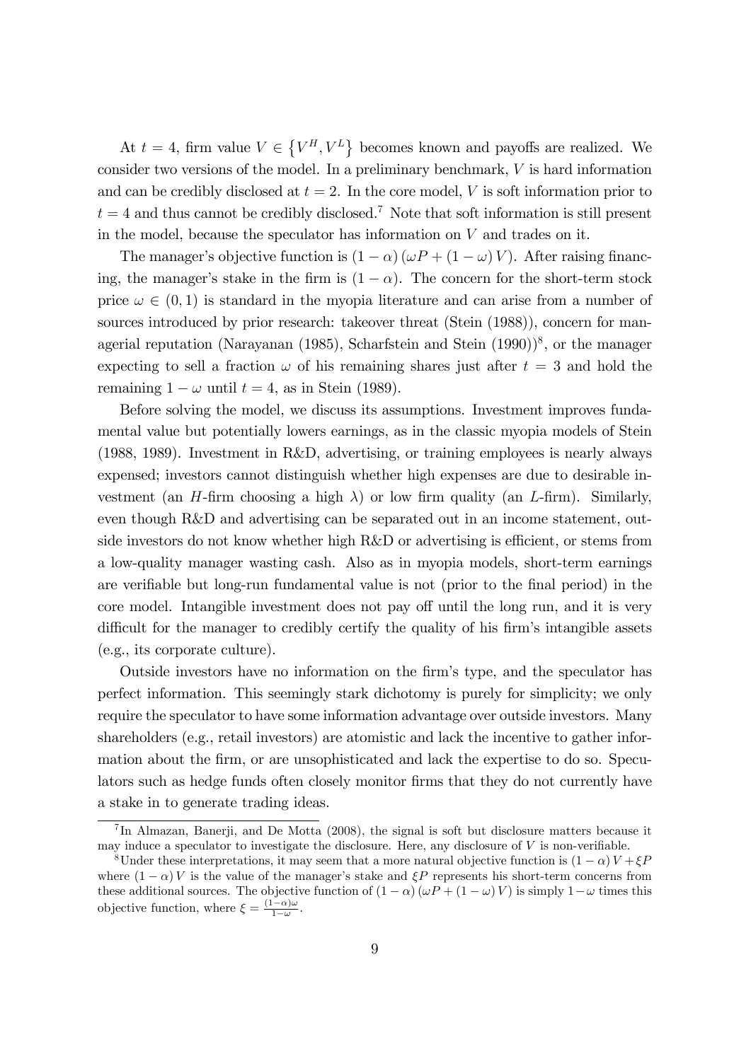At $t = 4$, firm value $V \in \{V^H, V^L\}$ becomes known and payoffs are realized. We consider two versions of the model. In a preliminary benchmark, $V$ is hard information and can be credibly disclosed at $t = 2$. In the core model, $V$ is soft information prior to $t = 4$ and thus cannot be credibly disclosed.[7] Note that soft information is still present in the model, because the speculator has information on $V$ and trades on it.

The manager's objective function is $(1 - \alpha)(\omega P + (1 - \omega) V)$. After raising financing, the manager's stake in the firm is $(1 - \alpha)$. The concern for the short-term stock price $\omega \in (0, 1)$ is standard in the myopia literature and can arise from a number of sources introduced by prior research: takeover threat (Stein (1988)), concern for managerial reputation (Narayanan (1985), Scharfstein and Stein (1990))[8], or the manager expecting to sell a fraction $\omega$ of his remaining shares just after $t = 3$ and hold the remaining $1 - \omega$ until $t = 4$, as in Stein (1989).

Before solving the model, we discuss its assumptions. Investment improves fundamental value but potentially lowers earnings, as in the classic myopia models of Stein (1988, 1989). Investment in R&D, advertising, or training employees is nearly always expensed; investors cannot distinguish whether high expenses are due to desirable investment (an $H$-firm choosing a high $\lambda$) or low firm quality (an $L$-firm). Similarly, even though R&D and advertising can be separated out in an income statement, outside investors do not know whether high R&D or advertising is efficient, or stems from a low-quality manager wasting cash. Also as in myopia models, short-term earnings are verifiable but long-run fundamental value is not (prior to the final period) in the core model. Intangible investment does not pay off until the long run, and it is very difficult for the manager to credibly certify the quality of his firm's intangible assets (e.g., its corporate culture).

Outside investors have no information on the firm's type, and the speculator has perfect information. This seemingly stark dichotomy is purely for simplicity; we only require the speculator to have some information advantage over outside investors. Many shareholders (e.g., retail investors) are atomistic and lack the incentive to gather information about the firm, or are unsophisticated and lack the expertise to do so. Speculators such as hedge funds often closely monitor firms that they do not currently have a stake in to generate trading ideas.

[7] In Almazan, Banerji, and De Motta (2008), the signal is soft but disclosure matters because it may induce a speculator to investigate the disclosure. Here, any disclosure of $V$ is non-verifiable.

[8] Under these interpretations, it may seem that a more natural objective function is $(1 - \alpha) V + \xi P$ where $(1 - \alpha) V$ is the value of the manager's stake and $\xi P$ represents his short-term concerns from these additional sources. The objective function of $(1 - \alpha)(\omega P + (1 - \omega) V)$ is simply $1 - \omega$ times this objective function, where $\xi = \frac{(1-\alpha)\omega}{1-\omega}$.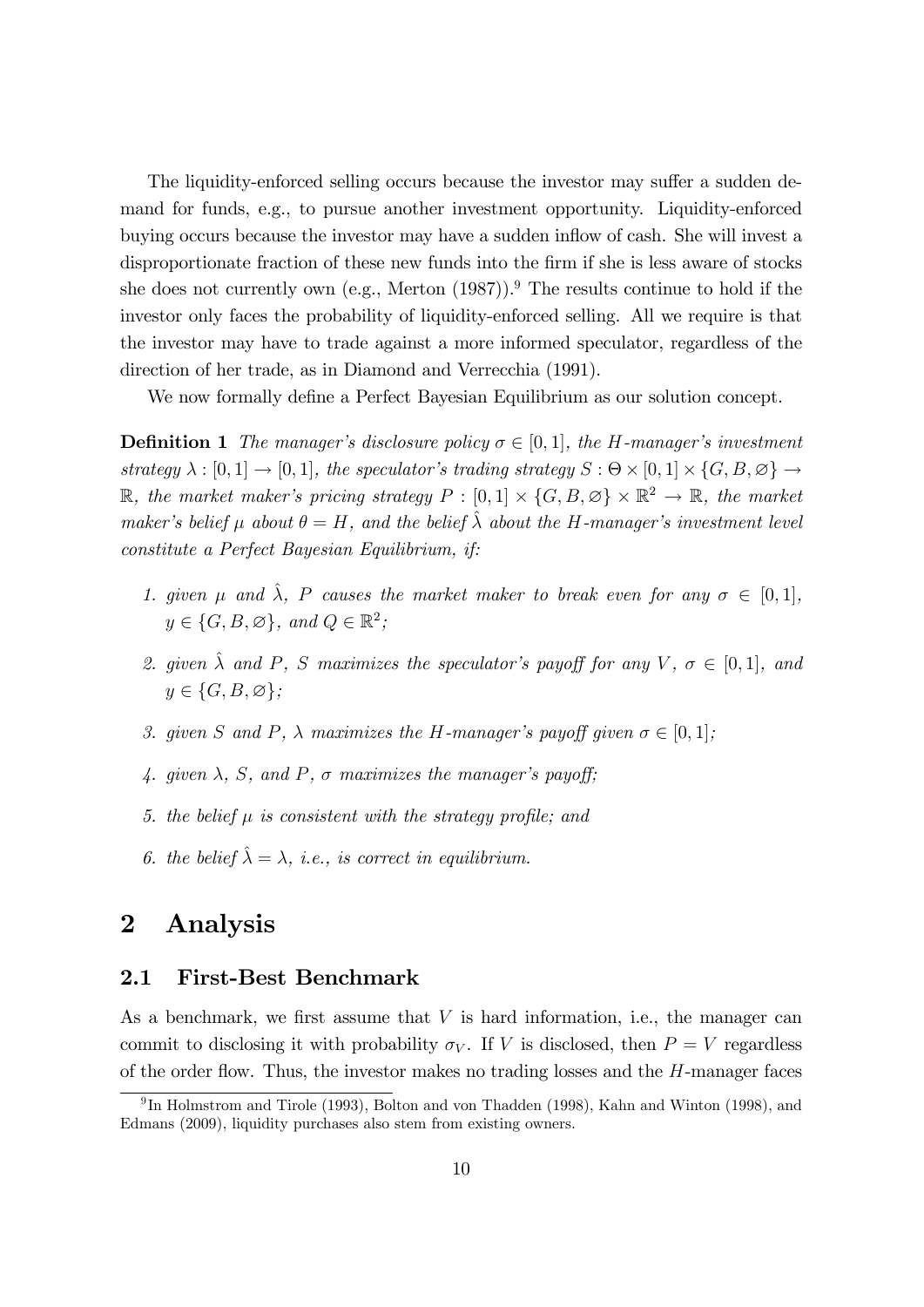The liquidity-enforced selling occurs because the investor may suffer a sudden demand for funds, e.g., to pursue another investment opportunity. Liquidity-enforced buying occurs because the investor may have a sudden inflow of cash. She will invest a disproportionate fraction of these new funds into the firm if she is less aware of stocks she does not currently own (e.g., Merton (1987)).[9] The results continue to hold if the investor only faces the probability of liquidity-enforced selling. All we require is that the investor may have to trade against a more informed speculator, regardless of the direction of her trade, as in Diamond and Verrecchia (1991).

We now formally define a Perfect Bayesian Equilibrium as our solution concept.

**Definition 1** *The manager's disclosure policy $\sigma \in [0,1]$, the $H$-manager's investment strategy $\lambda : [0,1] \to [0,1]$, the speculator's trading strategy $S : \Theta \times [0,1] \times \{G, B, \varnothing\} \to \mathbb{R}$, the market maker's pricing strategy $P : [0,1] \times \{G, B, \varnothing\} \times \mathbb{R}^2 \to \mathbb{R}$, the market maker's belief $\mu$ about $\theta = H$, and the belief $\hat{\lambda}$ about the $H$-manager's investment level constitute a Perfect Bayesian Equilibrium, if:*

1. *given $\mu$ and $\hat{\lambda}$, $P$ causes the market maker to break even for any $\sigma \in [0,1]$, $y \in \{G, B, \varnothing\}$, and $Q \in \mathbb{R}^2$;*
2. *given $\hat{\lambda}$ and $P$, $S$ maximizes the speculator's payoff for any $V$, $\sigma \in [0,1]$, and $y \in \{G, B, \varnothing\}$;*
3. *given $S$ and $P$, $\lambda$ maximizes the $H$-manager's payoff given $\sigma \in [0,1]$;*
4. *given $\lambda$, $S$, and $P$, $\sigma$ maximizes the manager's payoff;*
5. *the belief $\mu$ is consistent with the strategy profile; and*
6. *the belief $\hat{\lambda} = \lambda$, i.e., is correct in equilibrium.*

# 2 Analysis

## 2.1 First-Best Benchmark

As a benchmark, we first assume that $V$ is hard information, i.e., the manager can commit to disclosing it with probability $\sigma_V$. If $V$ is disclosed, then $P = V$ regardless of the order flow. Thus, the investor makes no trading losses and the $H$-manager faces

[9] In Holmstrom and Tirole (1993), Bolton and von Thadden (1998), Kahn and Winton (1998), and Edmans (2009), liquidity purchases also stem from existing owners.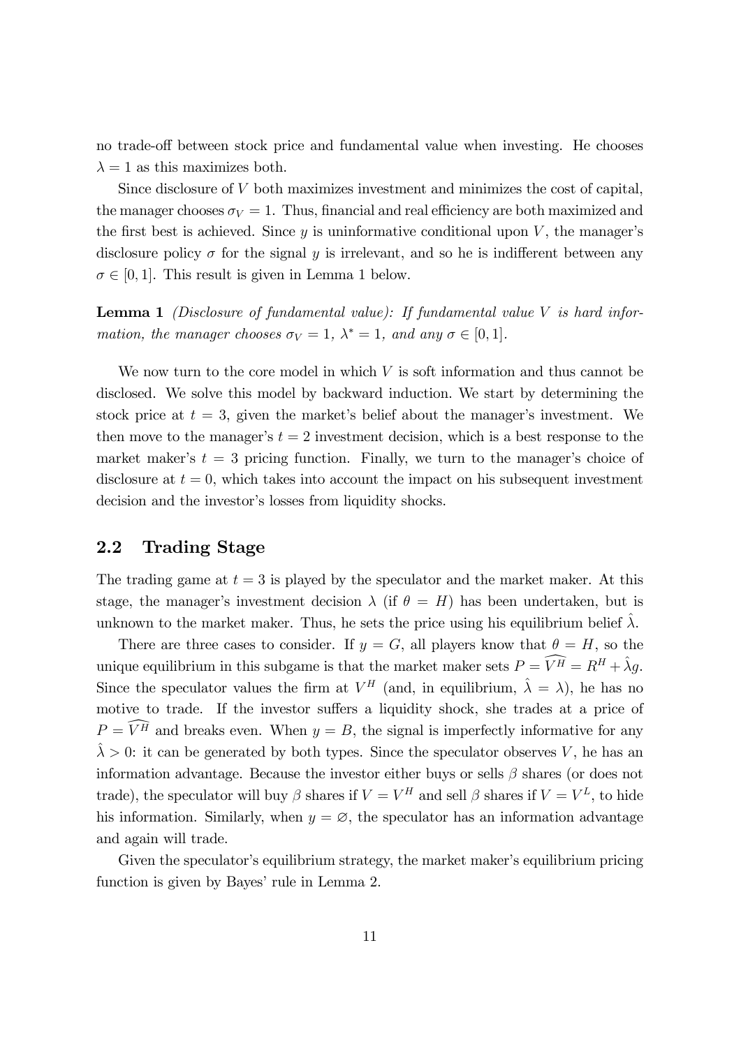no trade-off between stock price and fundamental value when investing. He chooses $\lambda = 1$ as this maximizes both.

Since disclosure of $V$ both maximizes investment and minimizes the cost of capital, the manager chooses $\sigma_V = 1$. Thus, financial and real efficiency are both maximized and the first best is achieved. Since $y$ is uninformative conditional upon $V$, the manager's disclosure policy $\sigma$ for the signal $y$ is irrelevant, and so he is indifferent between any $\sigma \in [0, 1]$. This result is given in Lemma 1 below.

**Lemma 1** *(Disclosure of fundamental value): If fundamental value $V$ is hard information, the manager chooses $\sigma_V = 1$, $\lambda^* = 1$, and any $\sigma \in [0, 1]$.*

We now turn to the core model in which $V$ is soft information and thus cannot be disclosed. We solve this model by backward induction. We start by determining the stock price at $t = 3$, given the market's belief about the manager's investment. We then move to the manager's $t = 2$ investment decision, which is a best response to the market maker's $t = 3$ pricing function. Finally, we turn to the manager's choice of disclosure at $t = 0$, which takes into account the impact on his subsequent investment decision and the investor's losses from liquidity shocks.

## 2.2 Trading Stage

The trading game at $t = 3$ is played by the speculator and the market maker. At this stage, the manager's investment decision $\lambda$ (if $\theta = H$) has been undertaken, but is unknown to the market maker. Thus, he sets the price using his equilibrium belief $\hat{\lambda}$.

There are three cases to consider. If $y = G$, all players know that $\theta = H$, so the unique equilibrium in this subgame is that the market maker sets $P = \widehat{V^H} = R^H + \hat{\lambda} g$. Since the speculator values the firm at $V^H$ (and, in equilibrium, $\hat{\lambda} = \lambda$), he has no motive to trade. If the investor suffers a liquidity shock, she trades at a price of $P = \widehat{V^H}$ and breaks even. When $y = B$, the signal is imperfectly informative for any $\hat{\lambda} > 0$: it can be generated by both types. Since the speculator observes $V$, he has an information advantage. Because the investor either buys or sells $\beta$ shares (or does not trade), the speculator will buy $\beta$ shares if $V = V^H$ and sell $\beta$ shares if $V = V^L$, to hide his information. Similarly, when $y = \varnothing$, the speculator has an information advantage and again will trade.

Given the speculator's equilibrium strategy, the market maker's equilibrium pricing function is given by Bayes' rule in Lemma 2.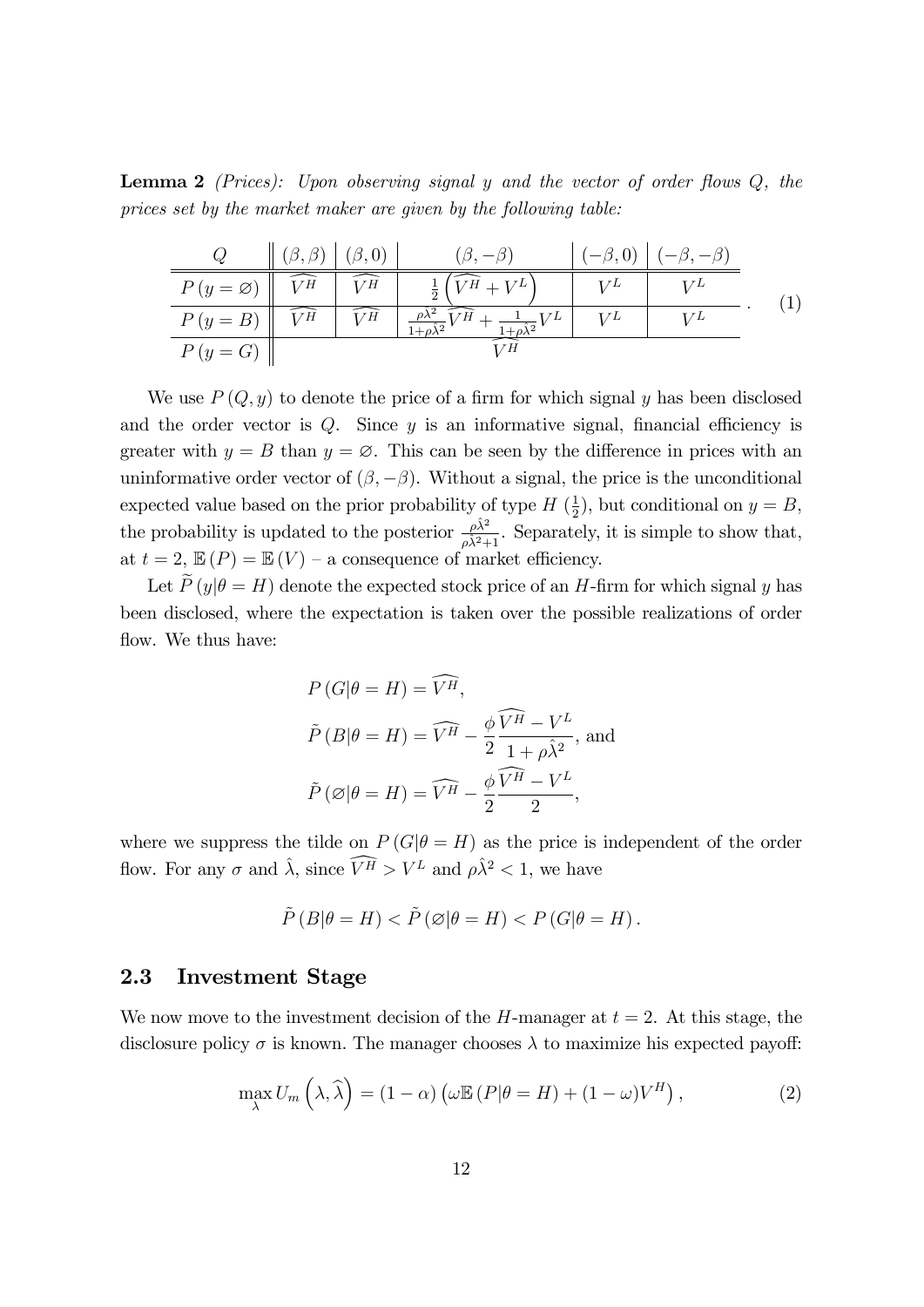**Lemma 2** *(Prices): Upon observing signal y and the vector of order flows Q, the prices set by the market maker are given by the following table:*

| $Q$ | $(\beta,\beta)$ | $(\beta,0)$ | $(\beta,-\beta)$ | $(-\beta,0)$ | $(-\beta,-\beta)$ |
|---|---|---|---|---|---|
| $P(y=\varnothing)$ | $\widehat{V^H}$ | $\widehat{V^H}$ | $\frac{1}{2}\left(\widehat{V^H}+V^L\right)$ | $V^L$ | $V^L$ |
| $P(y=B)$ | $\widehat{V^H}$ | $\widehat{V^H}$ | $\frac{\rho\hat{\lambda}^2}{1+\rho\hat{\lambda}^2}\widehat{V^H}+\frac{1}{1+\rho\hat{\lambda}^2}V^L$ | $V^L$ | $V^L$ |
| $P(y=G)$ | $\widehat{V^H}$ | | | | |

(1)

We use $P(Q,y)$ to denote the price of a firm for which signal $y$ has been disclosed and the order vector is $Q$. Since $y$ is an informative signal, financial efficiency is greater with $y=B$ than $y=\varnothing$. This can be seen by the difference in prices with an uninformative order vector of $(\beta,-\beta)$. Without a signal, the price is the unconditional expected value based on the prior probability of type $H$ ($\frac{1}{2}$), but conditional on $y=B$, the probability is updated to the posterior $\frac{\rho\hat{\lambda}^2}{\rho\hat{\lambda}^2+1}$. Separately, it is simple to show that, at $t=2$, $\mathbb{E}(P)=\mathbb{E}(V)$ – a consequence of market efficiency.

Let $\widetilde{P}(y|\theta=H)$ denote the expected stock price of an $H$-firm for which signal $y$ has been disclosed, where the expectation is taken over the possible realizations of order flow. We thus have:

$$
\begin{aligned}
P(G|\theta=H) &= \widehat{V^H}, \\
\tilde{P}(B|\theta=H) &= \widehat{V^H} - \frac{\phi}{2}\frac{\widehat{V^H}-V^L}{1+\rho\hat{\lambda}^2}, \text{ and} \\
\tilde{P}(\varnothing|\theta=H) &= \widehat{V^H} - \frac{\phi}{2}\frac{\widehat{V^H}-V^L}{2},
\end{aligned}
$$

where we suppress the tilde on $P(G|\theta=H)$ as the price is independent of the order flow. For any $\sigma$ and $\hat{\lambda}$, since $\widehat{V^H}>V^L$ and $\rho\hat{\lambda}^2<1$, we have

$$
\tilde{P}(B|\theta=H) < \tilde{P}(\varnothing|\theta=H) < P(G|\theta=H).
$$

## 2.3 Investment Stage

We now move to the investment decision of the $H$-manager at $t=2$. At this stage, the disclosure policy $\sigma$ is known. The manager chooses $\lambda$ to maximize his expected payoff:

$$
\max_{\lambda} U_m\left(\lambda,\widehat{\lambda}\right) = (1-\alpha)\left(\omega\mathbb{E}(P|\theta=H)+(1-\omega)V^H\right), \tag{2}
$$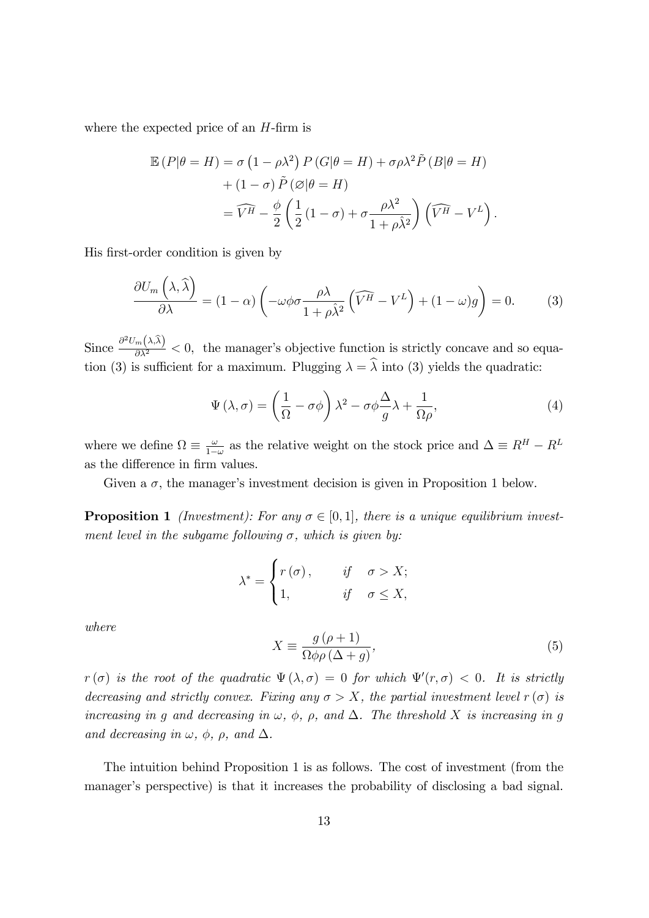where the expected price of an $H$-firm is

$$
\begin{aligned}
\mathbb{E}(P|\theta = H) &= \sigma\left(1-\rho\lambda^2\right)P(G|\theta = H) + \sigma\rho\lambda^2\tilde{P}(B|\theta = H) \\
&\quad + (1-\sigma)\tilde{P}(\varnothing|\theta = H) \\
&= \widehat{V^H} - \frac{\phi}{2}\left(\frac{1}{2}(1-\sigma) + \sigma\frac{\rho\lambda^2}{1+\rho\hat{\lambda}^2}\right)\left(\widehat{V^H} - V^L\right).
\end{aligned}
$$

His first-order condition is given by

$$
\frac{\partial U_m\left(\lambda, \widehat{\lambda}\right)}{\partial\lambda} = (1-\alpha)\left(-\omega\phi\sigma\frac{\rho\lambda}{1+\rho\hat{\lambda}^2}\left(\widehat{V^H} - V^L\right) + (1-\omega)g\right) = 0. \tag{3}
$$

Since $\frac{\partial^2 U_m\left(\lambda, \widehat{\lambda}\right)}{\partial\lambda^2} < 0$, the manager's objective function is strictly concave and so equation (3) is sufficient for a maximum. Plugging $\lambda = \widehat{\lambda}$ into (3) yields the quadratic:

$$
\Psi(\lambda, \sigma) = \left(\frac{1}{\Omega} - \sigma\phi\right)\lambda^2 - \sigma\phi\frac{\Delta}{g}\lambda + \frac{1}{\Omega\rho}, \tag{4}
$$

where we define $\Omega \equiv \frac{\omega}{1-\omega}$ as the relative weight on the stock price and $\Delta \equiv R^H - R^L$ as the difference in firm values.

Given a $\sigma$, the manager's investment decision is given in Proposition 1 below.

**Proposition 1** *(Investment): For any $\sigma \in [0, 1]$, there is a unique equilibrium investment level in the subgame following $\sigma$, which is given by:*

$$
\lambda^* = \begin{cases} r(\sigma), & \text{if} \quad \sigma > X; \\ 1, & \text{if} \quad \sigma \leq X, \end{cases}
$$

*where*

$$
X \equiv \frac{g(\rho+1)}{\Omega\phi\rho(\Delta+g)}, \tag{5}
$$

*$r(\sigma)$ is the root of the quadratic $\Psi(\lambda, \sigma) = 0$ for which $\Psi'(r, \sigma) < 0$. It is strictly decreasing and strictly convex. Fixing any $\sigma > X$, the partial investment level $r(\sigma)$ is increasing in $g$ and decreasing in $\omega$, $\phi$, $\rho$, and $\Delta$. The threshold $X$ is increasing in $g$ and decreasing in $\omega$, $\phi$, $\rho$, and $\Delta$.*

The intuition behind Proposition 1 is as follows. The cost of investment (from the manager's perspective) is that it increases the probability of disclosing a bad signal.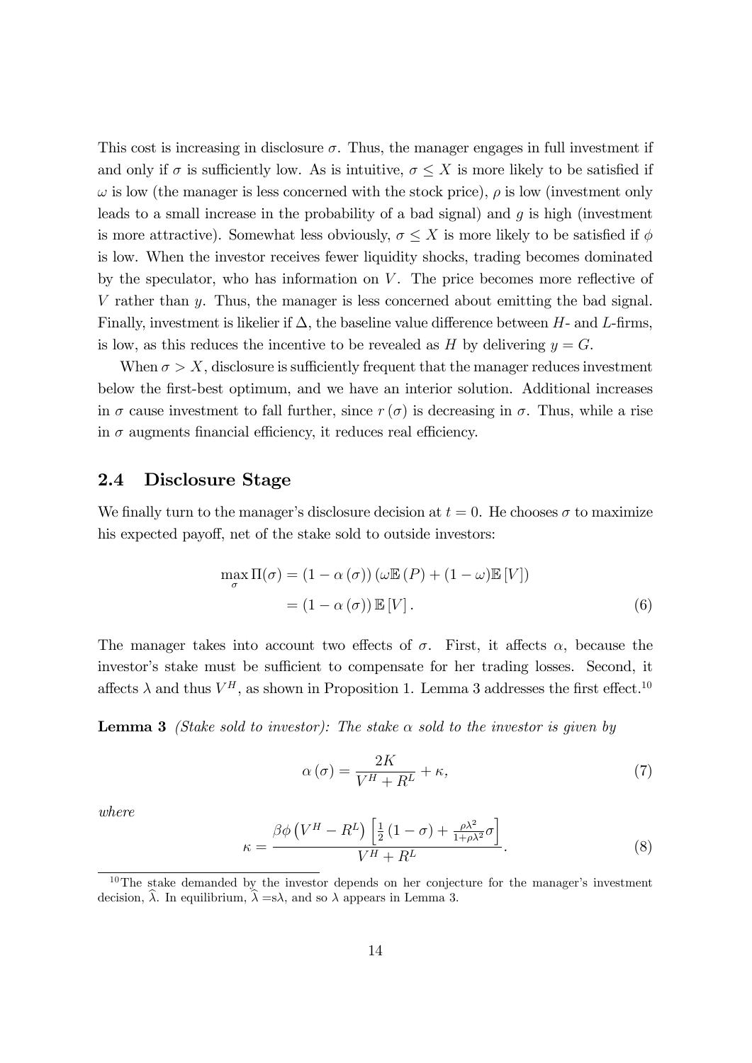This cost is increasing in disclosure $\sigma$. Thus, the manager engages in full investment if and only if $\sigma$ is sufficiently low. As is intuitive, $\sigma \leq X$ is more likely to be satisfied if $\omega$ is low (the manager is less concerned with the stock price), $\rho$ is low (investment only leads to a small increase in the probability of a bad signal) and $g$ is high (investment is more attractive). Somewhat less obviously, $\sigma \leq X$ is more likely to be satisfied if $\phi$ is low. When the investor receives fewer liquidity shocks, trading becomes dominated by the speculator, who has information on $V$. The price becomes more reflective of $V$ rather than $y$. Thus, the manager is less concerned about emitting the bad signal. Finally, investment is likelier if $\Delta$, the baseline value difference between $H$- and $L$-firms, is low, as this reduces the incentive to be revealed as $H$ by delivering $y = G$.

When $\sigma > X$, disclosure is sufficiently frequent that the manager reduces investment below the first-best optimum, and we have an interior solution. Additional increases in $\sigma$ cause investment to fall further, since $r(\sigma)$ is decreasing in $\sigma$. Thus, while a rise in $\sigma$ augments financial efficiency, it reduces real efficiency.

## 2.4 Disclosure Stage

We finally turn to the manager's disclosure decision at $t = 0$. He chooses $\sigma$ to maximize his expected payoff, net of the stake sold to outside investors:

$$
\begin{aligned}
\max_{\sigma} \Pi(\sigma) &= (1 - \alpha(\sigma)) \left( \omega \mathbb{E}(P) + (1 - \omega) \mathbb{E}[V] \right) \\
&= (1 - \alpha(\sigma)) \mathbb{E}[V]. \qquad (6)
\end{aligned}
$$

The manager takes into account two effects of $\sigma$. First, it affects $\alpha$, because the investor's stake must be sufficient to compensate for her trading losses. Second, it affects $\lambda$ and thus $V^H$, as shown in Proposition 1. Lemma 3 addresses the first effect.[10]

**Lemma 3** *(Stake sold to investor): The stake $\alpha$ sold to the investor is given by*

$$
\alpha(\sigma) = \frac{2K}{V^H + R^L} + \kappa, \qquad (7)
$$

*where*

$$
\kappa = \frac{\beta \phi \left( V^H - R^L \right) \left[ \frac{1}{2} (1 - \sigma) + \frac{\rho \lambda^2}{1 + \rho \lambda^2} \sigma \right]}{V^H + R^L}. \qquad (8)
$$

[10] The stake demanded by the investor depends on her conjecture for the manager's investment decision, $\widehat{\lambda}$. In equilibrium, $\widehat{\lambda} = s\lambda$, and so $\lambda$ appears in Lemma 3.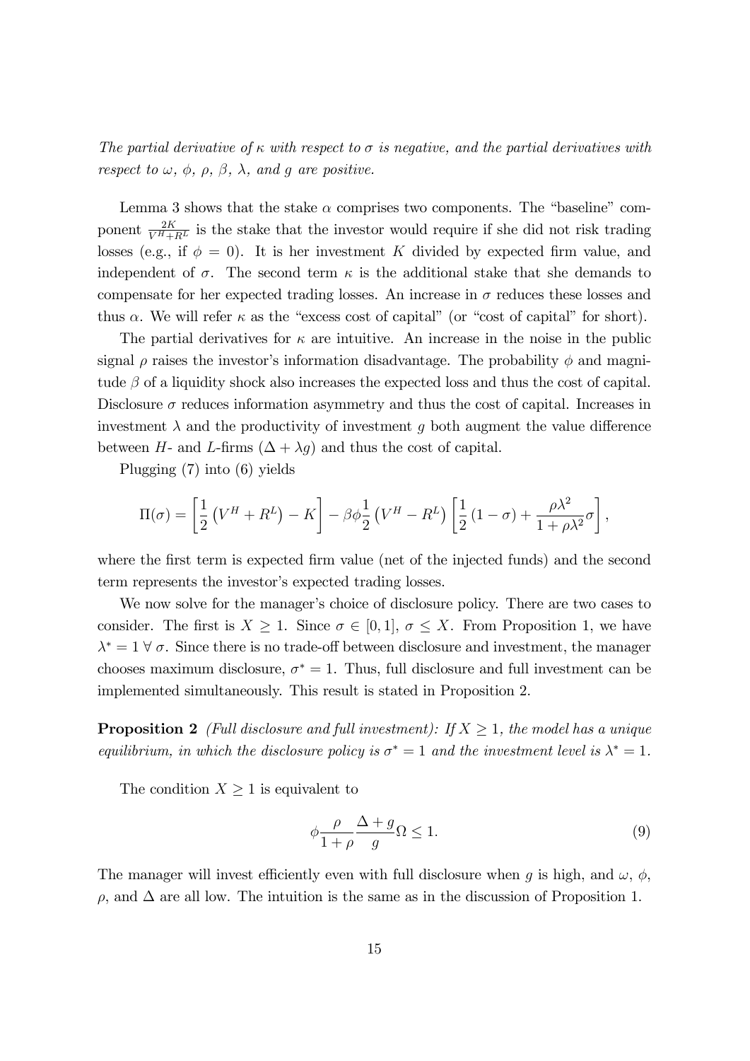*The partial derivative of $\kappa$ with respect to $\sigma$ is negative, and the partial derivatives with respect to $\omega$, $\phi$, $\rho$, $\beta$, $\lambda$, and $g$ are positive.*

Lemma 3 shows that the stake $\alpha$ comprises two components. The "baseline" component $\frac{2K}{V^H+R^L}$ is the stake that the investor would require if she did not risk trading losses (e.g., if $\phi = 0$). It is her investment $K$ divided by expected firm value, and independent of $\sigma$. The second term $\kappa$ is the additional stake that she demands to compensate for her expected trading losses. An increase in $\sigma$ reduces these losses and thus $\alpha$. We will refer $\kappa$ as the "excess cost of capital" (or "cost of capital" for short).

The partial derivatives for $\kappa$ are intuitive. An increase in the noise in the public signal $\rho$ raises the investor's information disadvantage. The probability $\phi$ and magnitude $\beta$ of a liquidity shock also increases the expected loss and thus the cost of capital. Disclosure $\sigma$ reduces information asymmetry and thus the cost of capital. Increases in investment $\lambda$ and the productivity of investment $g$ both augment the value difference between $H$- and $L$-firms $(\Delta + \lambda g)$ and thus the cost of capital.

Plugging (7) into (6) yields

$$\Pi(\sigma) = \left[\frac{1}{2}\left(V^H + R^L\right) - K\right] - \beta\phi\frac{1}{2}\left(V^H - R^L\right)\left[\frac{1}{2}\left(1-\sigma\right) + \frac{\rho\lambda^2}{1+\rho\lambda^2}\sigma\right],$$

where the first term is expected firm value (net of the injected funds) and the second term represents the investor's expected trading losses.

We now solve for the manager's choice of disclosure policy. There are two cases to consider. The first is $X \geq 1$. Since $\sigma \in [0,1]$, $\sigma \leq X$. From Proposition 1, we have $\lambda^* = 1 \ \forall \ \sigma$. Since there is no trade-off between disclosure and investment, the manager chooses maximum disclosure, $\sigma^* = 1$. Thus, full disclosure and full investment can be implemented simultaneously. This result is stated in Proposition 2.

**Proposition 2** *(Full disclosure and full investment): If $X \geq 1$, the model has a unique equilibrium, in which the disclosure policy is $\sigma^* = 1$ and the investment level is $\lambda^* = 1$.*

The condition $X \geq 1$ is equivalent to

$$\phi\frac{\rho}{1+\rho}\frac{\Delta+g}{g}\Omega \leq 1. \tag{9}$$

The manager will invest efficiently even with full disclosure when $g$ is high, and $\omega$, $\phi$, $\rho$, and $\Delta$ are all low. The intuition is the same as in the discussion of Proposition 1.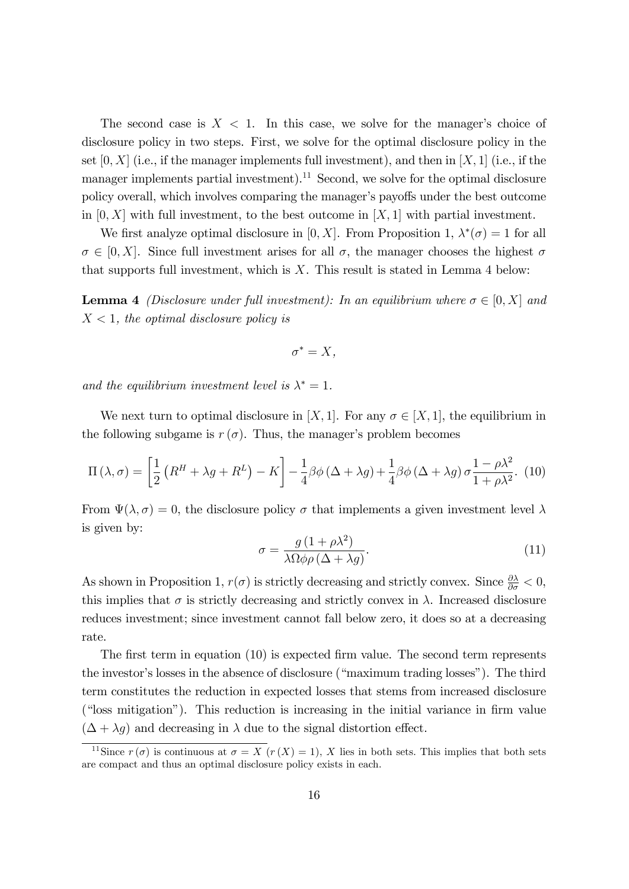The second case is $X < 1$. In this case, we solve for the manager's choice of disclosure policy in two steps. First, we solve for the optimal disclosure policy in the set $[0, X]$ (i.e., if the manager implements full investment), and then in $[X, 1]$ (i.e., if the manager implements partial investment).[11] Second, we solve for the optimal disclosure policy overall, which involves comparing the manager's payoffs under the best outcome in $[0, X]$ with full investment, to the best outcome in $[X, 1]$ with partial investment.

We first analyze optimal disclosure in $[0, X]$. From Proposition 1, $\lambda^*(\sigma) = 1$ for all $\sigma \in [0, X]$. Since full investment arises for all $\sigma$, the manager chooses the highest $\sigma$ that supports full investment, which is $X$. This result is stated in Lemma 4 below:

**Lemma 4** *(Disclosure under full investment): In an equilibrium where $\sigma \in [0, X]$ and $X < 1$, the optimal disclosure policy is*

$$\sigma^* = X,$$

*and the equilibrium investment level is $\lambda^* = 1$.*

We next turn to optimal disclosure in $[X, 1]$. For any $\sigma \in [X, 1]$, the equilibrium in the following subgame is $r(\sigma)$. Thus, the manager's problem becomes

$$\Pi(\lambda, \sigma) = \left[\frac{1}{2}\left(R^H + \lambda g + R^L\right) - K\right] - \frac{1}{4}\beta\phi\left(\Delta + \lambda g\right) + \frac{1}{4}\beta\phi\left(\Delta + \lambda g\right)\sigma\frac{1 - \rho\lambda^2}{1 + \rho\lambda^2}. \quad (10)$$

From $\Psi(\lambda, \sigma) = 0$, the disclosure policy $\sigma$ that implements a given investment level $\lambda$ is given by:

$$\sigma = \frac{g\left(1 + \rho\lambda^2\right)}{\lambda\Omega\phi\rho\left(\Delta + \lambda g\right)}. \quad (11)$$

As shown in Proposition 1, $r(\sigma)$ is strictly decreasing and strictly convex. Since $\frac{\partial\lambda}{\partial\sigma} < 0$, this implies that $\sigma$ is strictly decreasing and strictly convex in $\lambda$. Increased disclosure reduces investment; since investment cannot fall below zero, it does so at a decreasing rate.

The first term in equation (10) is expected firm value. The second term represents the investor's losses in the absence of disclosure ("maximum trading losses"). The third term constitutes the reduction in expected losses that stems from increased disclosure ("loss mitigation"). This reduction is increasing in the initial variance in firm value $(\Delta + \lambda g)$ and decreasing in $\lambda$ due to the signal distortion effect.

[11] Since $r(\sigma)$ is continuous at $\sigma = X$ $(r(X) = 1)$, $X$ lies in both sets. This implies that both sets are compact and thus an optimal disclosure policy exists in each.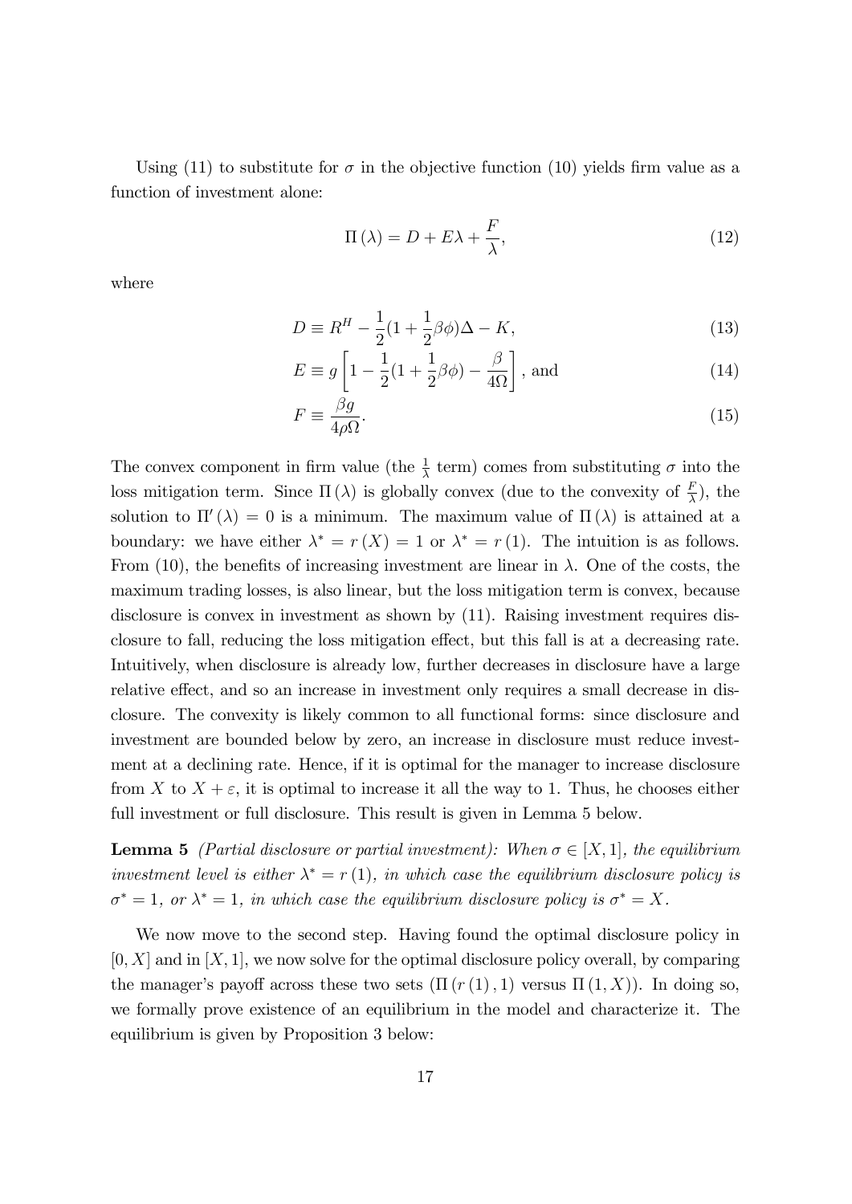Using (11) to substitute for $\sigma$ in the objective function (10) yields firm value as a function of investment alone:

$$\Pi(\lambda) = D + E\lambda + \frac{F}{\lambda}, \tag{12}$$

where

$$D \equiv R^H - \frac{1}{2}(1 + \frac{1}{2}\beta\phi)\Delta - K, \tag{13}$$

$$E \equiv g\left[1 - \frac{1}{2}(1 + \frac{1}{2}\beta\phi) - \frac{\beta}{4\Omega}\right], \text{ and} \tag{14}$$

$$F \equiv \frac{\beta g}{4\rho\Omega}. \tag{15}$$

The convex component in firm value (the $\frac{1}{\lambda}$ term) comes from substituting $\sigma$ into the loss mitigation term. Since $\Pi(\lambda)$ is globally convex (due to the convexity of $\frac{F}{\lambda}$), the solution to $\Pi'(\lambda) = 0$ is a minimum. The maximum value of $\Pi(\lambda)$ is attained at a boundary: we have either $\lambda^* = r(X) = 1$ or $\lambda^* = r(1)$. The intuition is as follows. From (10), the benefits of increasing investment are linear in $\lambda$. One of the costs, the maximum trading losses, is also linear, but the loss mitigation term is convex, because disclosure is convex in investment as shown by (11). Raising investment requires disclosure to fall, reducing the loss mitigation effect, but this fall is at a decreasing rate. Intuitively, when disclosure is already low, further decreases in disclosure have a large relative effect, and so an increase in investment only requires a small decrease in disclosure. The convexity is likely common to all functional forms: since disclosure and investment are bounded below by zero, an increase in disclosure must reduce investment at a declining rate. Hence, if it is optimal for the manager to increase disclosure from $X$ to $X + \varepsilon$, it is optimal to increase it all the way to 1. Thus, he chooses either full investment or full disclosure. This result is given in Lemma 5 below.

**Lemma 5** *(Partial disclosure or partial investment): When $\sigma \in [X, 1]$, the equilibrium investment level is either $\lambda^* = r(1)$, in which case the equilibrium disclosure policy is $\sigma^* = 1$, or $\lambda^* = 1$, in which case the equilibrium disclosure policy is $\sigma^* = X$.*

We now move to the second step. Having found the optimal disclosure policy in $[0, X]$ and in $[X, 1]$, we now solve for the optimal disclosure policy overall, by comparing the manager's payoff across these two sets ($\Pi(r(1), 1)$ versus $\Pi(1, X)$). In doing so, we formally prove existence of an equilibrium in the model and characterize it. The equilibrium is given by Proposition 3 below: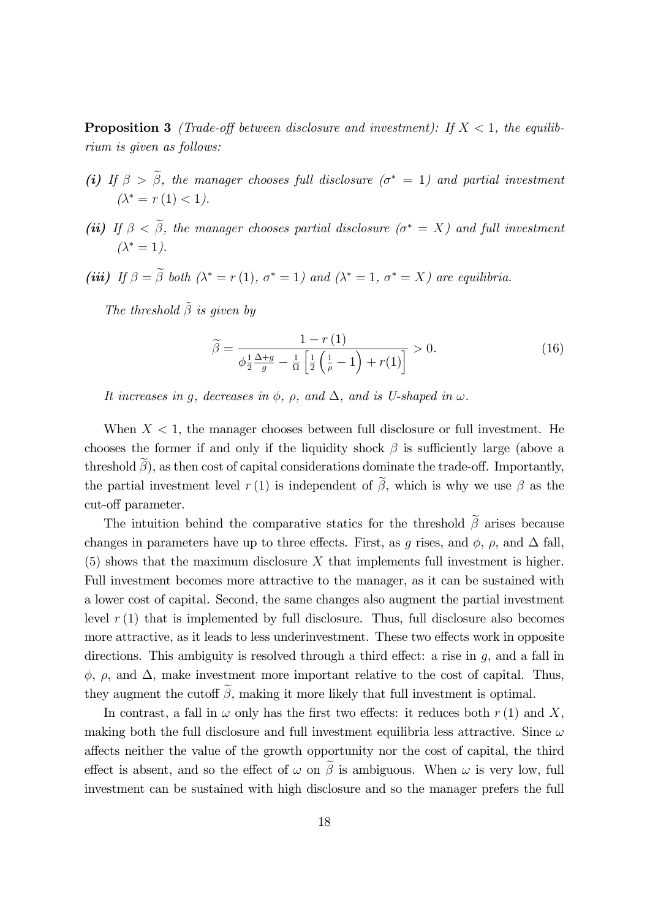**Proposition 3** *(Trade-off between disclosure and investment): If $X < 1$, the equilibrium is given as follows:*

***(i)*** *If $\beta > \widetilde{\beta}$, the manager chooses full disclosure ($\sigma^* = 1$) and partial investment ($\lambda^* = r(1) < 1$).*

***(ii)*** *If $\beta < \widetilde{\beta}$, the manager chooses partial disclosure ($\sigma^* = X$) and full investment ($\lambda^* = 1$).*

***(iii)*** *If $\beta = \widetilde{\beta}$ both ($\lambda^* = r(1)$, $\sigma^* = 1$) and ($\lambda^* = 1$, $\sigma^* = X$) are equilibria.*

*The threshold $\tilde{\beta}$ is given by*

$$\widetilde{\beta} = \frac{1 - r(1)}{\phi \frac{1}{2} \frac{\Delta + g}{g} - \frac{1}{\Omega}\left[\frac{1}{2}\left(\frac{1}{\rho} - 1\right) + r(1)\right]} > 0. \tag{16}$$

*It increases in $g$, decreases in $\phi$, $\rho$, and $\Delta$, and is U-shaped in $\omega$.*

When $X < 1$, the manager chooses between full disclosure or full investment. He chooses the former if and only if the liquidity shock $\beta$ is sufficiently large (above a threshold $\widetilde{\beta}$), as then cost of capital considerations dominate the trade-off. Importantly, the partial investment level $r(1)$ is independent of $\widetilde{\beta}$, which is why we use $\beta$ as the cut-off parameter.

The intuition behind the comparative statics for the threshold $\widetilde{\beta}$ arises because changes in parameters have up to three effects. First, as $g$ rises, and $\phi$, $\rho$, and $\Delta$ fall, (5) shows that the maximum disclosure $X$ that implements full investment is higher. Full investment becomes more attractive to the manager, as it can be sustained with a lower cost of capital. Second, the same changes also augment the partial investment level $r(1)$ that is implemented by full disclosure. Thus, full disclosure also becomes more attractive, as it leads to less underinvestment. These two effects work in opposite directions. This ambiguity is resolved through a third effect: a rise in $g$, and a fall in $\phi$, $\rho$, and $\Delta$, make investment more important relative to the cost of capital. Thus, they augment the cutoff $\widetilde{\beta}$, making it more likely that full investment is optimal.

In contrast, a fall in $\omega$ only has the first two effects: it reduces both $r(1)$ and $X$, making both the full disclosure and full investment equilibria less attractive. Since $\omega$ affects neither the value of the growth opportunity nor the cost of capital, the third effect is absent, and so the effect of $\omega$ on $\widetilde{\beta}$ is ambiguous. When $\omega$ is very low, full investment can be sustained with high disclosure and so the manager prefers the full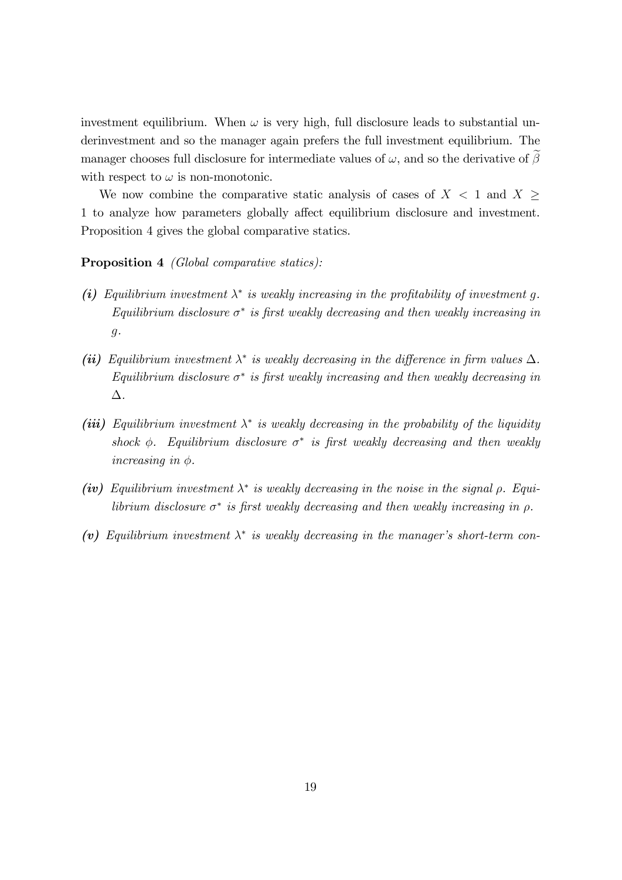investment equilibrium. When $\omega$ is very high, full disclosure leads to substantial underinvestment and so the manager again prefers the full investment equilibrium. The manager chooses full disclosure for intermediate values of $\omega$, and so the derivative of $\widetilde{\beta}$ with respect to $\omega$ is non-monotonic.

We now combine the comparative static analysis of cases of $X < 1$ and $X \geq 1$ to analyze how parameters globally affect equilibrium disclosure and investment. Proposition 4 gives the global comparative statics.

**Proposition 4** *(Global comparative statics):*

- ***(i)*** *Equilibrium investment $\lambda^*$ is weakly increasing in the profitability of investment $g$. Equilibrium disclosure $\sigma^*$ is first weakly decreasing and then weakly increasing in $g$.*
- ***(ii)*** *Equilibrium investment $\lambda^*$ is weakly decreasing in the difference in firm values $\Delta$. Equilibrium disclosure $\sigma^*$ is first weakly increasing and then weakly decreasing in $\Delta$.*
- ***(iii)*** *Equilibrium investment $\lambda^*$ is weakly decreasing in the probability of the liquidity shock $\phi$. Equilibrium disclosure $\sigma^*$ is first weakly decreasing and then weakly increasing in $\phi$.*
- ***(iv)*** *Equilibrium investment $\lambda^*$ is weakly decreasing in the noise in the signal $\rho$. Equilibrium disclosure $\sigma^*$ is first weakly decreasing and then weakly increasing in $\rho$.*
- ***(v)*** *Equilibrium investment $\lambda^*$ is weakly decreasing in the manager's short-term con-*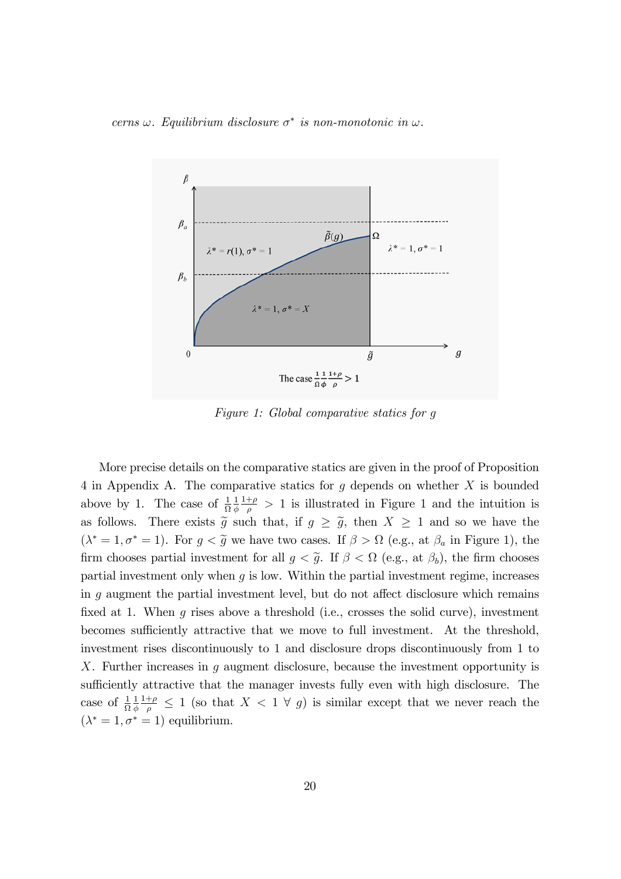*cerns $\omega$. Equilibrium disclosure $\sigma^*$ is non-monotonic in $\omega$.*

*Figure 1: Global comparative statics for g*

More precise details on the comparative statics are given in the proof of Proposition 4 in Appendix A. The comparative statics for $g$ depends on whether $X$ is bounded above by 1. The case of $\frac{1}{\Omega}\frac{1}{\phi}\frac{1+\rho}{\rho} > 1$ is illustrated in Figure 1 and the intuition is as follows. There exists $\widetilde{g}$ such that, if $g \geq \widetilde{g}$, then $X \geq 1$ and so we have the $(\lambda^* = 1, \sigma^* = 1)$. For $g < \widetilde{g}$ we have two cases. If $\beta > \Omega$ (e.g., at $\beta_a$ in Figure 1), the firm chooses partial investment for all $g < \widetilde{g}$. If $\beta < \Omega$ (e.g., at $\beta_b$), the firm chooses partial investment only when $g$ is low. Within the partial investment regime, increases in $g$ augment the partial investment level, but do not affect disclosure which remains fixed at 1. When $g$ rises above a threshold (i.e., crosses the solid curve), investment becomes sufficiently attractive that we move to full investment. At the threshold, investment rises discontinuously to 1 and disclosure drops discontinuously from 1 to $X$. Further increases in $g$ augment disclosure, because the investment opportunity is sufficiently attractive that the manager invests fully even with high disclosure. The case of $\frac{1}{\Omega}\frac{1}{\phi}\frac{1+\rho}{\rho} \leq 1$ (so that $X < 1 \;\forall\; g$) is similar except that we never reach the $(\lambda^* = 1, \sigma^* = 1)$ equilibrium.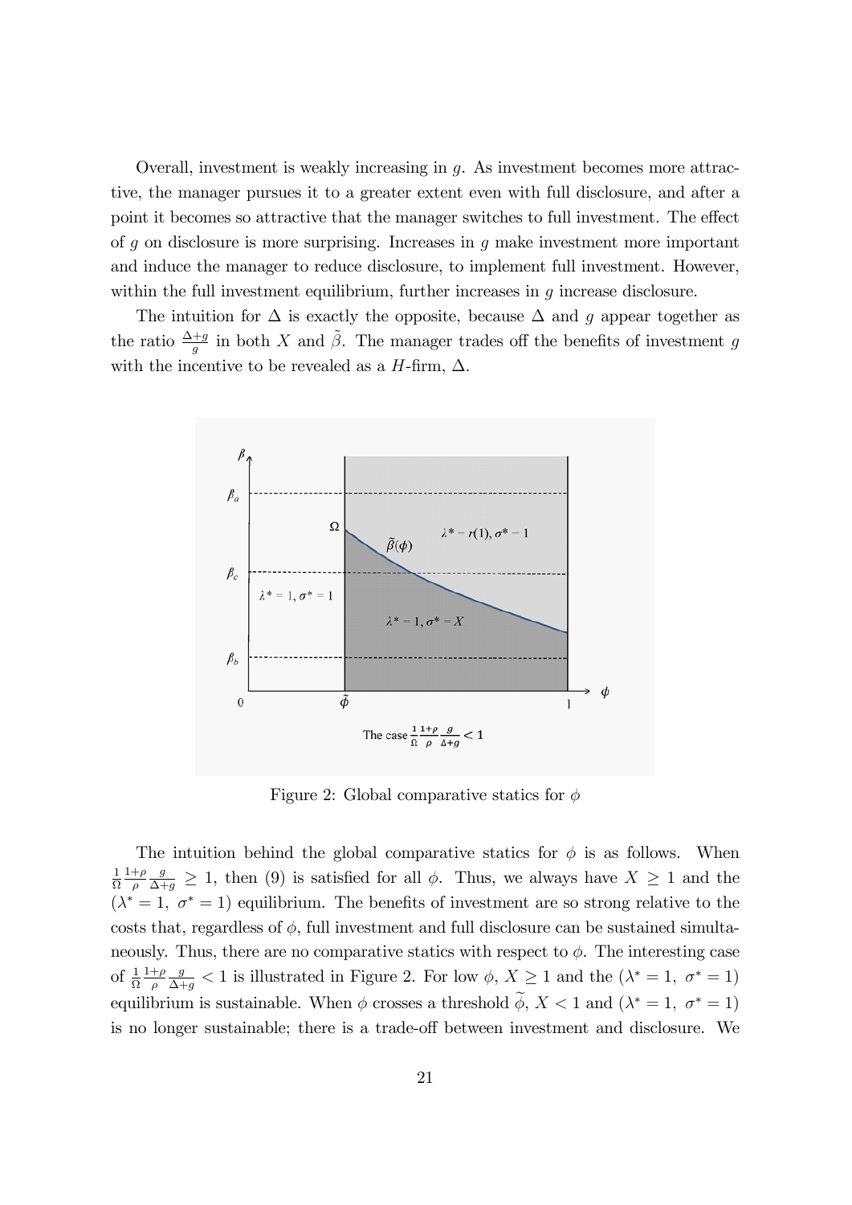Overall, investment is weakly increasing in $g$. As investment becomes more attractive, the manager pursues it to a greater extent even with full disclosure, and after a point it becomes so attractive that the manager switches to full investment. The effect of $g$ on disclosure is more surprising. Increases in $g$ make investment more important and induce the manager to reduce disclosure, to implement full investment. However, within the full investment equilibrium, further increases in $g$ increase disclosure.

The intuition for $\Delta$ is exactly the opposite, because $\Delta$ and $g$ appear together as the ratio $\frac{\Delta+g}{g}$ in both $X$ and $\tilde{\beta}$. The manager trades off the benefits of investment $g$ with the incentive to be revealed as a $H$-firm, $\Delta$.

Figure 2: Global comparative statics for $\phi$

The intuition behind the global comparative statics for $\phi$ is as follows. When $\frac{1}{\Omega}\frac{1+\rho}{\rho}\frac{g}{\Delta+g} \geq 1$, then (9) is satisfied for all $\phi$. Thus, we always have $X \geq 1$ and the $(\lambda^* = 1,\ \sigma^* = 1)$ equilibrium. The benefits of investment are so strong relative to the costs that, regardless of $\phi$, full investment and full disclosure can be sustained simultaneously. Thus, there are no comparative statics with respect to $\phi$. The interesting case of $\frac{1}{\Omega}\frac{1+\rho}{\rho}\frac{g}{\Delta+g} < 1$ is illustrated in Figure 2. For low $\phi$, $X \geq 1$ and the $(\lambda^* = 1,\ \sigma^* = 1)$ equilibrium is sustainable. When $\phi$ crosses a threshold $\widetilde{\phi}$, $X < 1$ and $(\lambda^* = 1,\ \sigma^* = 1)$ is no longer sustainable; there is a trade-off between investment and disclosure. We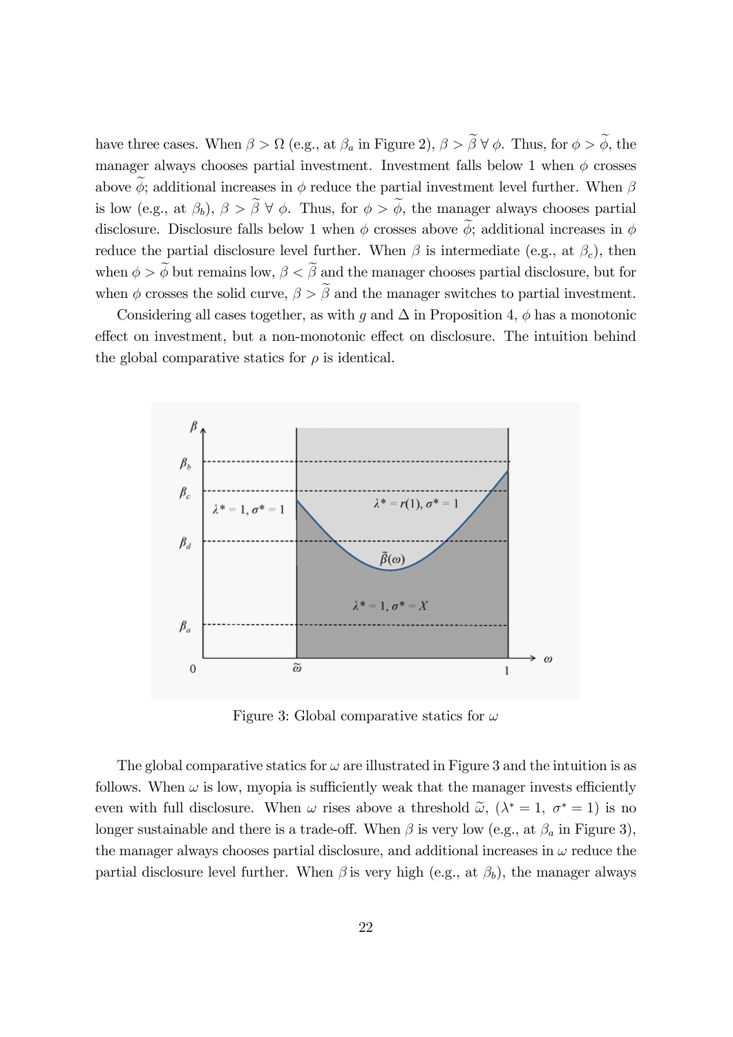have three cases. When $\beta > \Omega$ (e.g., at $\beta_a$ in Figure 2), $\beta > \widetilde{\beta} \; \forall \; \phi$. Thus, for $\phi > \widetilde{\phi}$, the manager always chooses partial investment. Investment falls below 1 when $\phi$ crosses above $\widetilde{\phi}$; additional increases in $\phi$ reduce the partial investment level further. When $\beta$ is low (e.g., at $\beta_b$), $\beta > \widetilde{\beta} \; \forall \; \phi$. Thus, for $\phi > \widetilde{\phi}$, the manager always chooses partial disclosure. Disclosure falls below 1 when $\phi$ crosses above $\widetilde{\phi}$; additional increases in $\phi$ reduce the partial disclosure level further. When $\beta$ is intermediate (e.g., at $\beta_c$), then when $\phi > \widetilde{\phi}$ but remains low, $\beta < \widetilde{\beta}$ and the manager chooses partial disclosure, but for when $\phi$ crosses the solid curve, $\beta > \widetilde{\beta}$ and the manager switches to partial investment.

Considering all cases together, as with $g$ and $\Delta$ in Proposition 4, $\phi$ has a monotonic effect on investment, but a non-monotonic effect on disclosure. The intuition behind the global comparative statics for $\rho$ is identical.

Figure 3: Global comparative statics for $\omega$

The global comparative statics for $\omega$ are illustrated in Figure 3 and the intuition is as follows. When $\omega$ is low, myopia is sufficiently weak that the manager invests efficiently even with full disclosure. When $\omega$ rises above a threshold $\widetilde{\omega}$, $(\lambda^* = 1, \; \sigma^* = 1)$ is no longer sustainable and there is a trade-off. When $\beta$ is very low (e.g., at $\beta_a$ in Figure 3), the manager always chooses partial disclosure, and additional increases in $\omega$ reduce the partial disclosure level further. When $\beta$ is very high (e.g., at $\beta_b$), the manager always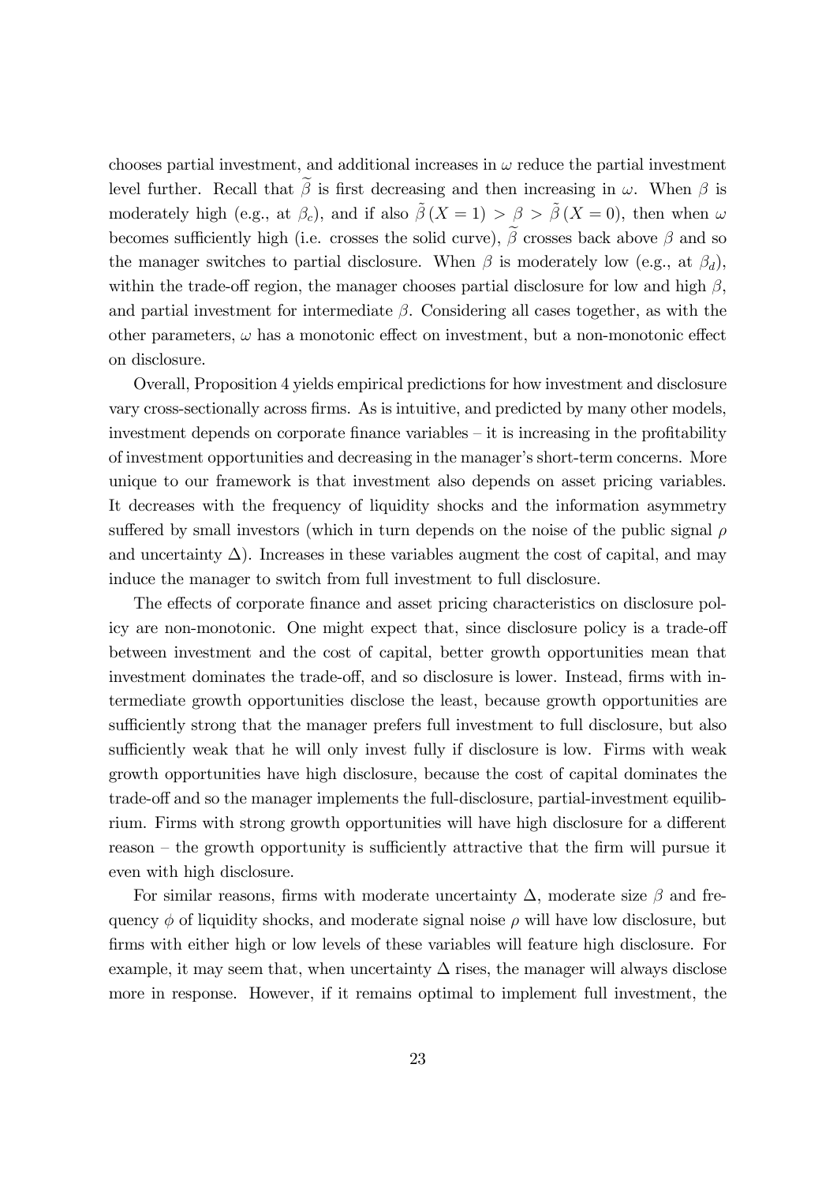chooses partial investment, and additional increases in $\omega$ reduce the partial investment level further. Recall that $\widetilde{\beta}$ is first decreasing and then increasing in $\omega$. When $\beta$ is moderately high (e.g., at $\beta_c$), and if also $\tilde{\beta}(X = 1) > \beta > \tilde{\beta}(X = 0)$, then when $\omega$ becomes sufficiently high (i.e. crosses the solid curve), $\widetilde{\beta}$ crosses back above $\beta$ and so the manager switches to partial disclosure. When $\beta$ is moderately low (e.g., at $\beta_d$), within the trade-off region, the manager chooses partial disclosure for low and high $\beta$, and partial investment for intermediate $\beta$. Considering all cases together, as with the other parameters, $\omega$ has a monotonic effect on investment, but a non-monotonic effect on disclosure.

Overall, Proposition 4 yields empirical predictions for how investment and disclosure vary cross-sectionally across firms. As is intuitive, and predicted by many other models, investment depends on corporate finance variables – it is increasing in the profitability of investment opportunities and decreasing in the manager's short-term concerns. More unique to our framework is that investment also depends on asset pricing variables. It decreases with the frequency of liquidity shocks and the information asymmetry suffered by small investors (which in turn depends on the noise of the public signal $\rho$ and uncertainty $\Delta$). Increases in these variables augment the cost of capital, and may induce the manager to switch from full investment to full disclosure.

The effects of corporate finance and asset pricing characteristics on disclosure policy are non-monotonic. One might expect that, since disclosure policy is a trade-off between investment and the cost of capital, better growth opportunities mean that investment dominates the trade-off, and so disclosure is lower. Instead, firms with intermediate growth opportunities disclose the least, because growth opportunities are sufficiently strong that the manager prefers full investment to full disclosure, but also sufficiently weak that he will only invest fully if disclosure is low. Firms with weak growth opportunities have high disclosure, because the cost of capital dominates the trade-off and so the manager implements the full-disclosure, partial-investment equilibrium. Firms with strong growth opportunities will have high disclosure for a different reason – the growth opportunity is sufficiently attractive that the firm will pursue it even with high disclosure.

For similar reasons, firms with moderate uncertainty $\Delta$, moderate size $\beta$ and frequency $\phi$ of liquidity shocks, and moderate signal noise $\rho$ will have low disclosure, but firms with either high or low levels of these variables will feature high disclosure. For example, it may seem that, when uncertainty $\Delta$ rises, the manager will always disclose more in response. However, if it remains optimal to implement full investment, the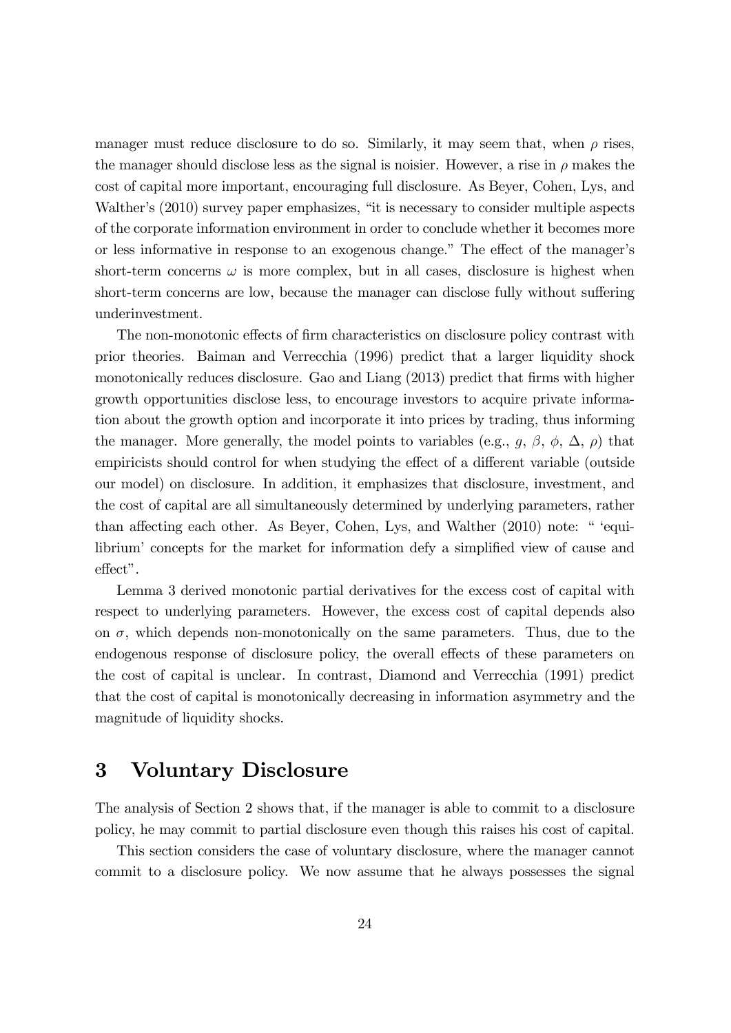manager must reduce disclosure to do so. Similarly, it may seem that, when $\rho$ rises, the manager should disclose less as the signal is noisier. However, a rise in $\rho$ makes the cost of capital more important, encouraging full disclosure. As Beyer, Cohen, Lys, and Walther's (2010) survey paper emphasizes, "it is necessary to consider multiple aspects of the corporate information environment in order to conclude whether it becomes more or less informative in response to an exogenous change." The effect of the manager's short-term concerns $\omega$ is more complex, but in all cases, disclosure is highest when short-term concerns are low, because the manager can disclose fully without suffering underinvestment.

The non-monotonic effects of firm characteristics on disclosure policy contrast with prior theories. Baiman and Verrecchia (1996) predict that a larger liquidity shock monotonically reduces disclosure. Gao and Liang (2013) predict that firms with higher growth opportunities disclose less, to encourage investors to acquire private information about the growth option and incorporate it into prices by trading, thus informing the manager. More generally, the model points to variables (e.g., $g$, $\beta$, $\phi$, $\Delta$, $\rho$) that empiricists should control for when studying the effect of a different variable (outside our model) on disclosure. In addition, it emphasizes that disclosure, investment, and the cost of capital are all simultaneously determined by underlying parameters, rather than affecting each other. As Beyer, Cohen, Lys, and Walther (2010) note: " 'equilibrium' concepts for the market for information defy a simplified view of cause and effect".

Lemma 3 derived monotonic partial derivatives for the excess cost of capital with respect to underlying parameters. However, the excess cost of capital depends also on $\sigma$, which depends non-monotonically on the same parameters. Thus, due to the endogenous response of disclosure policy, the overall effects of these parameters on the cost of capital is unclear. In contrast, Diamond and Verrecchia (1991) predict that the cost of capital is monotonically decreasing in information asymmetry and the magnitude of liquidity shocks.

# 3 Voluntary Disclosure

The analysis of Section 2 shows that, if the manager is able to commit to a disclosure policy, he may commit to partial disclosure even though this raises his cost of capital.

This section considers the case of voluntary disclosure, where the manager cannot commit to a disclosure policy. We now assume that he always possesses the signal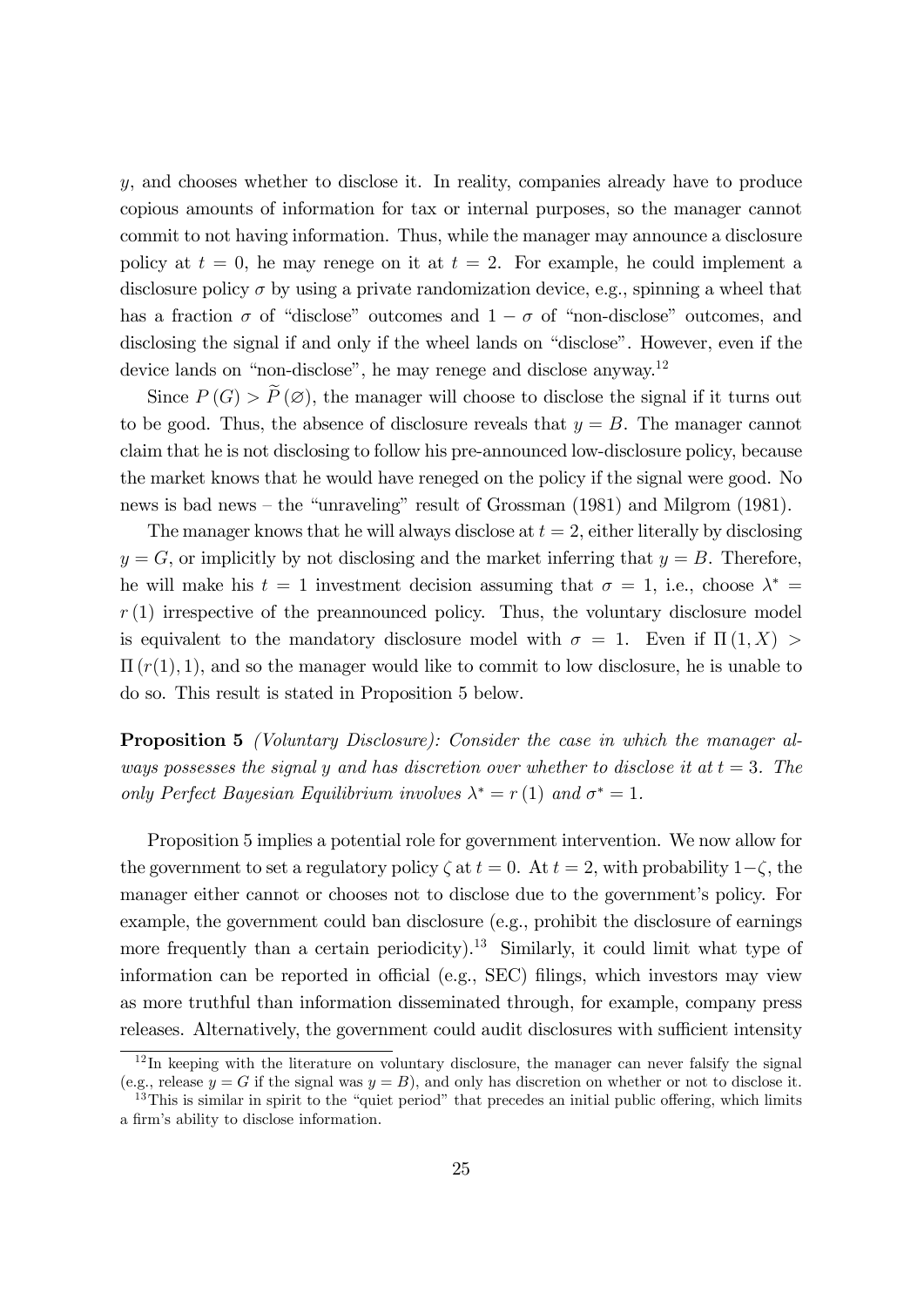$y$, and chooses whether to disclose it. In reality, companies already have to produce copious amounts of information for tax or internal purposes, so the manager cannot commit to not having information. Thus, while the manager may announce a disclosure policy at $t = 0$, he may renege on it at $t = 2$. For example, he could implement a disclosure policy $\sigma$ by using a private randomization device, e.g., spinning a wheel that has a fraction $\sigma$ of "disclose" outcomes and $1 - \sigma$ of "non-disclose" outcomes, and disclosing the signal if and only if the wheel lands on "disclose". However, even if the device lands on "non-disclose", he may renege and disclose anyway.[12]

Since $P(G) > \widetilde{P}(\varnothing)$, the manager will choose to disclose the signal if it turns out to be good. Thus, the absence of disclosure reveals that $y = B$. The manager cannot claim that he is not disclosing to follow his pre-announced low-disclosure policy, because the market knows that he would have reneged on the policy if the signal were good. No news is bad news – the "unraveling" result of Grossman (1981) and Milgrom (1981).

The manager knows that he will always disclose at $t = 2$, either literally by disclosing $y = G$, or implicitly by not disclosing and the market inferring that $y = B$. Therefore, he will make his $t = 1$ investment decision assuming that $\sigma = 1$, i.e., choose $\lambda^* = r(1)$ irrespective of the preannounced policy. Thus, the voluntary disclosure model is equivalent to the mandatory disclosure model with $\sigma = 1$. Even if $\Pi(1, X) > \Pi(r(1), 1)$, and so the manager would like to commit to low disclosure, he is unable to do so. This result is stated in Proposition 5 below.

**Proposition 5** *(Voluntary Disclosure): Consider the case in which the manager always possesses the signal $y$ and has discretion over whether to disclose it at $t = 3$. The only Perfect Bayesian Equilibrium involves $\lambda^* = r(1)$ and $\sigma^* = 1$.*

Proposition 5 implies a potential role for government intervention. We now allow for the government to set a regulatory policy $\zeta$ at $t = 0$. At $t = 2$, with probability $1 - \zeta$, the manager either cannot or chooses not to disclose due to the government's policy. For example, the government could ban disclosure (e.g., prohibit the disclosure of earnings more frequently than a certain periodicity).[13] Similarly, it could limit what type of information can be reported in official (e.g., SEC) filings, which investors may view as more truthful than information disseminated through, for example, company press releases. Alternatively, the government could audit disclosures with sufficient intensity

[12] In keeping with the literature on voluntary disclosure, the manager can never falsify the signal (e.g., release $y = G$ if the signal was $y = B$), and only has discretion on whether or not to disclose it.

[13] This is similar in spirit to the "quiet period" that precedes an initial public offering, which limits a firm's ability to disclose information.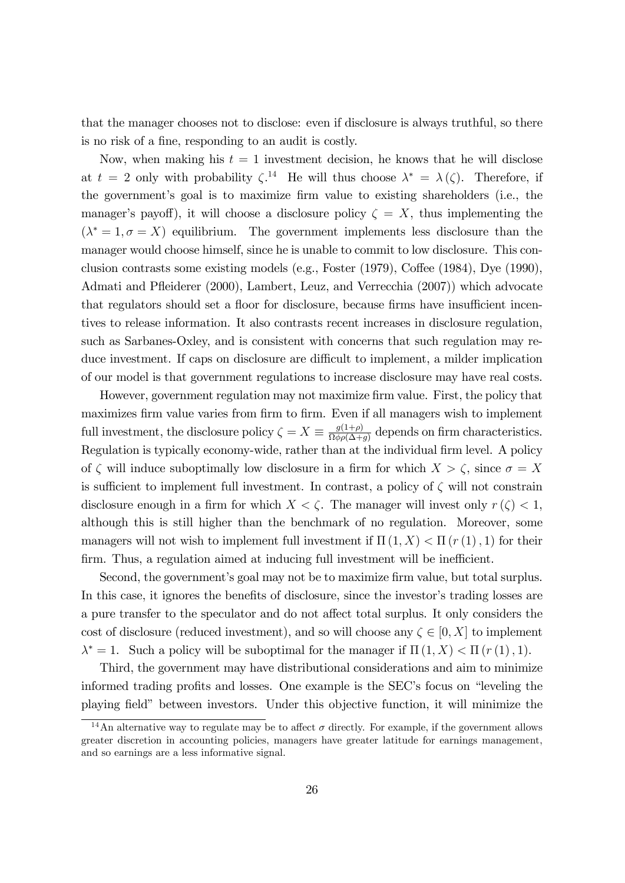that the manager chooses not to disclose: even if disclosure is always truthful, so there is no risk of a fine, responding to an audit is costly.

Now, when making his $t = 1$ investment decision, he knows that he will disclose at $t = 2$ only with probability $\zeta$.[14] He will thus choose $\lambda^* = \lambda(\zeta)$. Therefore, if the government's goal is to maximize firm value to existing shareholders (i.e., the manager's payoff), it will choose a disclosure policy $\zeta = X$, thus implementing the $(\lambda^* = 1, \sigma = X)$ equilibrium. The government implements less disclosure than the manager would choose himself, since he is unable to commit to low disclosure. This conclusion contrasts some existing models (e.g., Foster (1979), Coffee (1984), Dye (1990), Admati and Pfleiderer (2000), Lambert, Leuz, and Verrecchia (2007)) which advocate that regulators should set a floor for disclosure, because firms have insufficient incentives to release information. It also contrasts recent increases in disclosure regulation, such as Sarbanes-Oxley, and is consistent with concerns that such regulation may reduce investment. If caps on disclosure are difficult to implement, a milder implication of our model is that government regulations to increase disclosure may have real costs.

However, government regulation may not maximize firm value. First, the policy that maximizes firm value varies from firm to firm. Even if all managers wish to implement full investment, the disclosure policy $\zeta = X \equiv \frac{g(1+\rho)}{\Omega\phi\rho(\Delta+g)}$ depends on firm characteristics. Regulation is typically economy-wide, rather than at the individual firm level. A policy of $\zeta$ will induce suboptimally low disclosure in a firm for which $X > \zeta$, since $\sigma = X$ is sufficient to implement full investment. In contrast, a policy of $\zeta$ will not constrain disclosure enough in a firm for which $X < \zeta$. The manager will invest only $r(\zeta) < 1$, although this is still higher than the benchmark of no regulation. Moreover, some managers will not wish to implement full investment if $\Pi(1, X) < \Pi(r(1), 1)$ for their firm. Thus, a regulation aimed at inducing full investment will be inefficient.

Second, the government's goal may not be to maximize firm value, but total surplus. In this case, it ignores the benefits of disclosure, since the investor's trading losses are a pure transfer to the speculator and do not affect total surplus. It only considers the cost of disclosure (reduced investment), and so will choose any $\zeta \in [0, X]$ to implement $\lambda^* = 1$. Such a policy will be suboptimal for the manager if $\Pi(1, X) < \Pi(r(1), 1)$.

Third, the government may have distributional considerations and aim to minimize informed trading profits and losses. One example is the SEC's focus on "leveling the playing field" between investors. Under this objective function, it will minimize the

[14] An alternative way to regulate may be to affect $\sigma$ directly. For example, if the government allows greater discretion in accounting policies, managers have greater latitude for earnings management, and so earnings are a less informative signal.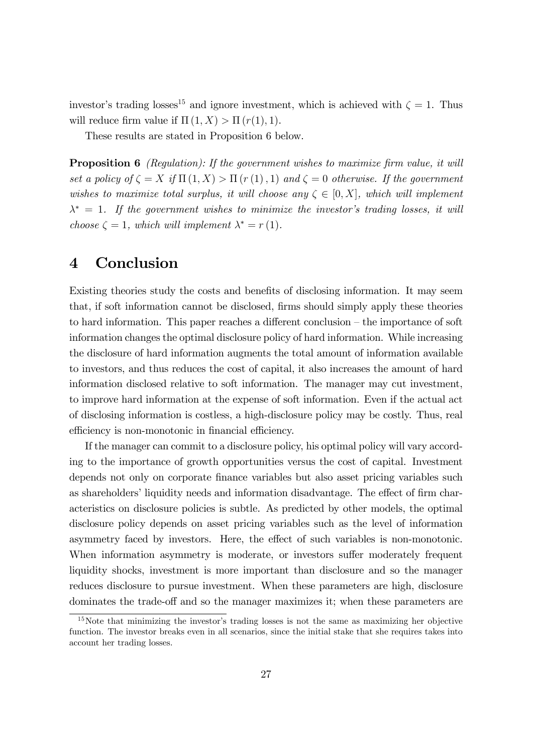investor's trading losses[15] and ignore investment, which is achieved with $\zeta = 1$. Thus will reduce firm value if $\Pi(1, X) > \Pi(r(1), 1)$.

These results are stated in Proposition 6 below.

**Proposition 6** *(Regulation): If the government wishes to maximize firm value, it will set a policy of $\zeta = X$ if $\Pi(1, X) > \Pi(r(1), 1)$ and $\zeta = 0$ otherwise. If the government wishes to maximize total surplus, it will choose any $\zeta \in [0, X]$, which will implement $\lambda^* = 1$. If the government wishes to minimize the investor's trading losses, it will choose $\zeta = 1$, which will implement $\lambda^* = r(1)$.*

# 4 Conclusion

Existing theories study the costs and benefits of disclosing information. It may seem that, if soft information cannot be disclosed, firms should simply apply these theories to hard information. This paper reaches a different conclusion – the importance of soft information changes the optimal disclosure policy of hard information. While increasing the disclosure of hard information augments the total amount of information available to investors, and thus reduces the cost of capital, it also increases the amount of hard information disclosed relative to soft information. The manager may cut investment, to improve hard information at the expense of soft information. Even if the actual act of disclosing information is costless, a high-disclosure policy may be costly. Thus, real efficiency is non-monotonic in financial efficiency.

If the manager can commit to a disclosure policy, his optimal policy will vary according to the importance of growth opportunities versus the cost of capital. Investment depends not only on corporate finance variables but also asset pricing variables such as shareholders' liquidity needs and information disadvantage. The effect of firm characteristics on disclosure policies is subtle. As predicted by other models, the optimal disclosure policy depends on asset pricing variables such as the level of information asymmetry faced by investors. Here, the effect of such variables is non-monotonic. When information asymmetry is moderate, or investors suffer moderately frequent liquidity shocks, investment is more important than disclosure and so the manager reduces disclosure to pursue investment. When these parameters are high, disclosure dominates the trade-off and so the manager maximizes it; when these parameters are

[15] Note that minimizing the investor's trading losses is not the same as maximizing her objective function. The investor breaks even in all scenarios, since the initial stake that she requires takes into account her trading losses.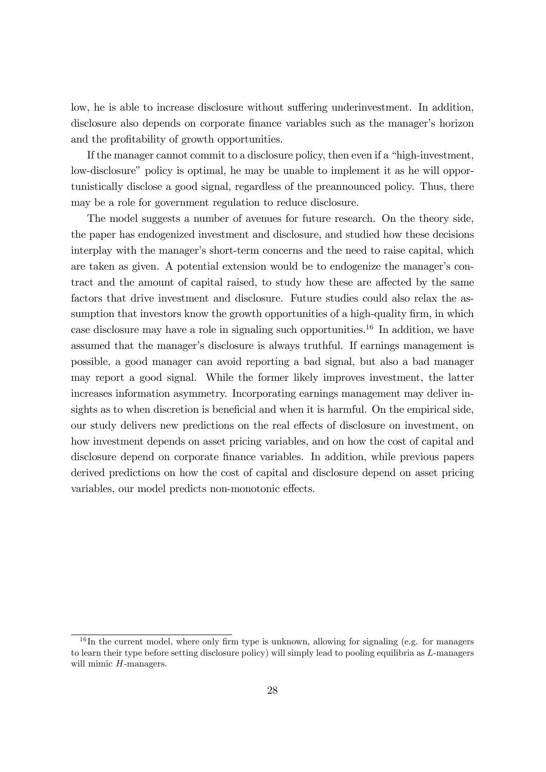low, he is able to increase disclosure without suffering underinvestment. In addition, disclosure also depends on corporate finance variables such as the manager's horizon and the profitability of growth opportunities.

If the manager cannot commit to a disclosure policy, then even if a "high-investment, low-disclosure" policy is optimal, he may be unable to implement it as he will opportunistically disclose a good signal, regardless of the preannounced policy. Thus, there may be a role for government regulation to reduce disclosure.

The model suggests a number of avenues for future research. On the theory side, the paper has endogenized investment and disclosure, and studied how these decisions interplay with the manager's short-term concerns and the need to raise capital, which are taken as given. A potential extension would be to endogenize the manager's contract and the amount of capital raised, to study how these are affected by the same factors that drive investment and disclosure. Future studies could also relax the assumption that investors know the growth opportunities of a high-quality firm, in which case disclosure may have a role in signaling such opportunities.[16] In addition, we have assumed that the manager's disclosure is always truthful. If earnings management is possible, a good manager can avoid reporting a bad signal, but also a bad manager may report a good signal. While the former likely improves investment, the latter increases information asymmetry. Incorporating earnings management may deliver insights as to when discretion is beneficial and when it is harmful. On the empirical side, our study delivers new predictions on the real effects of disclosure on investment, on how investment depends on asset pricing variables, and on how the cost of capital and disclosure depend on corporate finance variables. In addition, while previous papers derived predictions on how the cost of capital and disclosure depend on asset pricing variables, our model predicts non-monotonic effects.

[16] In the current model, where only firm type is unknown, allowing for signaling (e.g. for managers to learn their type before setting disclosure policy) will simply lead to pooling equilibria as $L$-managers will mimic $H$-managers.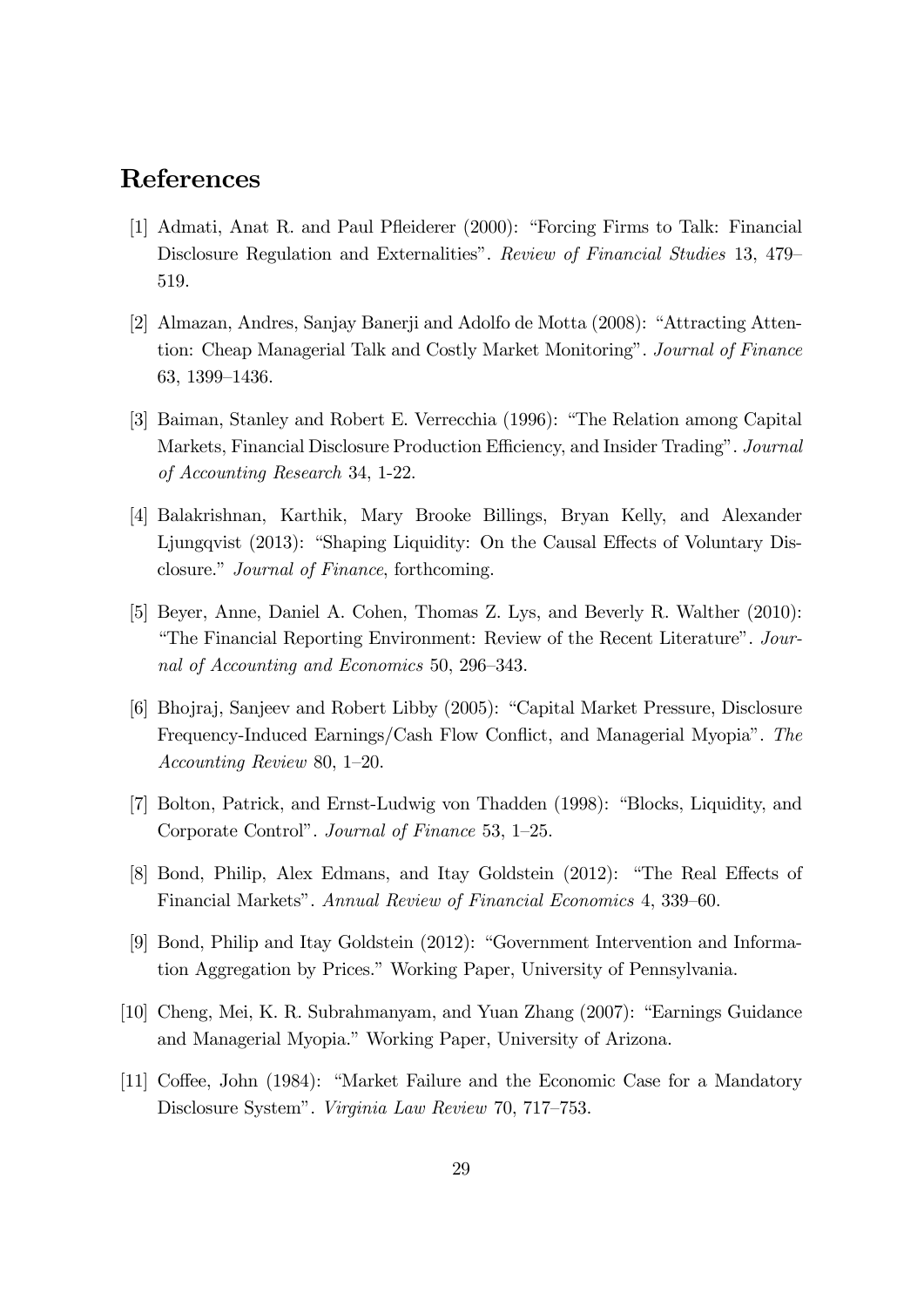# References

[1] Admati, Anat R. and Paul Pfleiderer (2000): "Forcing Firms to Talk: Financial Disclosure Regulation and Externalities". *Review of Financial Studies* 13, 479–519.

[2] Almazan, Andres, Sanjay Banerji and Adolfo de Motta (2008): "Attracting Attention: Cheap Managerial Talk and Costly Market Monitoring". *Journal of Finance* 63, 1399–1436.

[3] Baiman, Stanley and Robert E. Verrecchia (1996): "The Relation among Capital Markets, Financial Disclosure Production Efficiency, and Insider Trading". *Journal of Accounting Research* 34, 1-22.

[4] Balakrishnan, Karthik, Mary Brooke Billings, Bryan Kelly, and Alexander Ljungqvist (2013): "Shaping Liquidity: On the Causal Effects of Voluntary Disclosure." *Journal of Finance*, forthcoming.

[5] Beyer, Anne, Daniel A. Cohen, Thomas Z. Lys, and Beverly R. Walther (2010): "The Financial Reporting Environment: Review of the Recent Literature". *Journal of Accounting and Economics* 50, 296–343.

[6] Bhojraj, Sanjeev and Robert Libby (2005): "Capital Market Pressure, Disclosure Frequency-Induced Earnings/Cash Flow Conflict, and Managerial Myopia". *The Accounting Review* 80, 1–20.

[7] Bolton, Patrick, and Ernst-Ludwig von Thadden (1998): "Blocks, Liquidity, and Corporate Control". *Journal of Finance* 53, 1–25.

[8] Bond, Philip, Alex Edmans, and Itay Goldstein (2012): "The Real Effects of Financial Markets". *Annual Review of Financial Economics* 4, 339–60.

[9] Bond, Philip and Itay Goldstein (2012): "Government Intervention and Information Aggregation by Prices." Working Paper, University of Pennsylvania.

[10] Cheng, Mei, K. R. Subrahmanyam, and Yuan Zhang (2007): "Earnings Guidance and Managerial Myopia." Working Paper, University of Arizona.

[11] Coffee, John (1984): "Market Failure and the Economic Case for a Mandatory Disclosure System". *Virginia Law Review* 70, 717–753.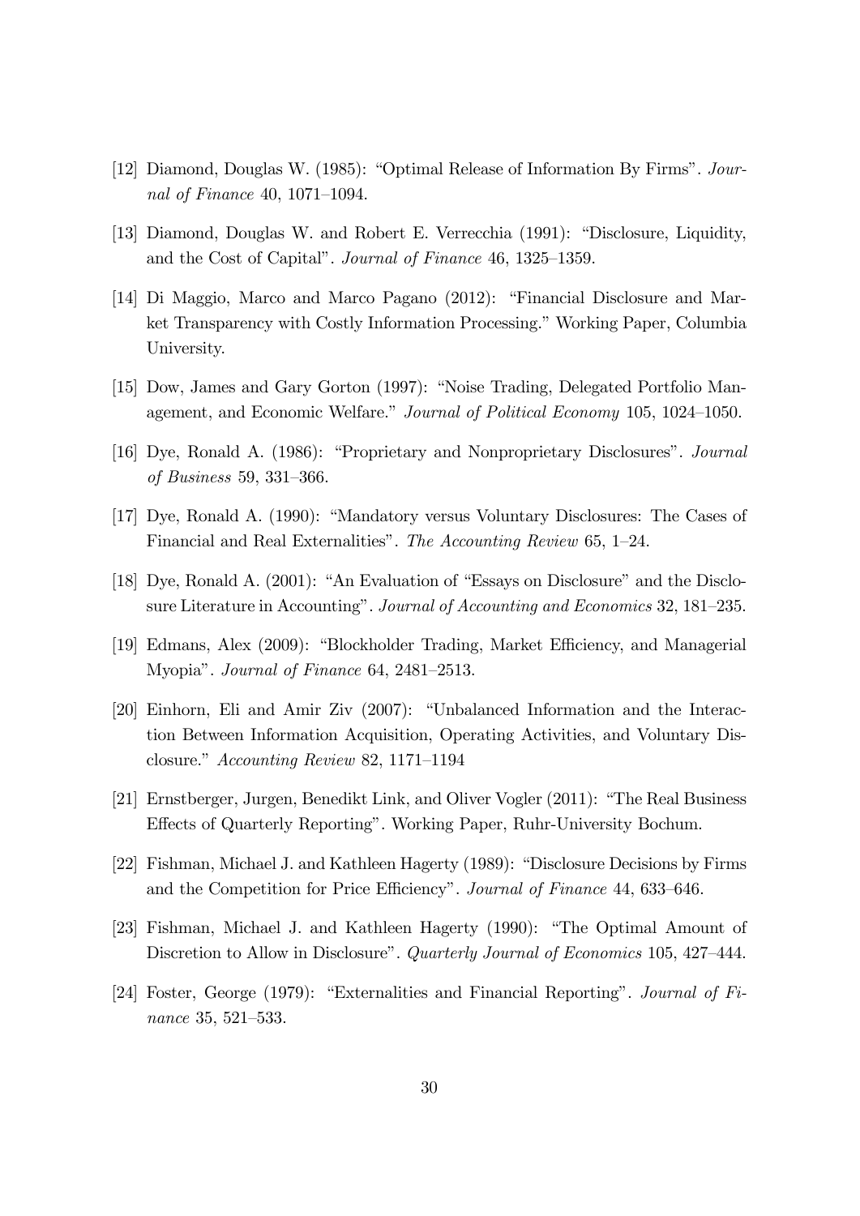[12] Diamond, Douglas W. (1985): "Optimal Release of Information By Firms". *Journal of Finance* 40, 1071–1094.

[13] Diamond, Douglas W. and Robert E. Verrecchia (1991): "Disclosure, Liquidity, and the Cost of Capital". *Journal of Finance* 46, 1325–1359.

[14] Di Maggio, Marco and Marco Pagano (2012): "Financial Disclosure and Market Transparency with Costly Information Processing." Working Paper, Columbia University.

[15] Dow, James and Gary Gorton (1997): "Noise Trading, Delegated Portfolio Management, and Economic Welfare." *Journal of Political Economy* 105, 1024–1050.

[16] Dye, Ronald A. (1986): "Proprietary and Nonproprietary Disclosures". *Journal of Business* 59, 331–366.

[17] Dye, Ronald A. (1990): "Mandatory versus Voluntary Disclosures: The Cases of Financial and Real Externalities". *The Accounting Review* 65, 1–24.

[18] Dye, Ronald A. (2001): "An Evaluation of "Essays on Disclosure" and the Disclosure Literature in Accounting". *Journal of Accounting and Economics* 32, 181–235.

[19] Edmans, Alex (2009): "Blockholder Trading, Market Efficiency, and Managerial Myopia". *Journal of Finance* 64, 2481–2513.

[20] Einhorn, Eli and Amir Ziv (2007): "Unbalanced Information and the Interaction Between Information Acquisition, Operating Activities, and Voluntary Disclosure." *Accounting Review* 82, 1171–1194

[21] Ernstberger, Jurgen, Benedikt Link, and Oliver Vogler (2011): "The Real Business Effects of Quarterly Reporting". Working Paper, Ruhr-University Bochum.

[22] Fishman, Michael J. and Kathleen Hagerty (1989): "Disclosure Decisions by Firms and the Competition for Price Efficiency". *Journal of Finance* 44, 633–646.

[23] Fishman, Michael J. and Kathleen Hagerty (1990): "The Optimal Amount of Discretion to Allow in Disclosure". *Quarterly Journal of Economics* 105, 427–444.

[24] Foster, George (1979): "Externalities and Financial Reporting". *Journal of Finance* 35, 521–533.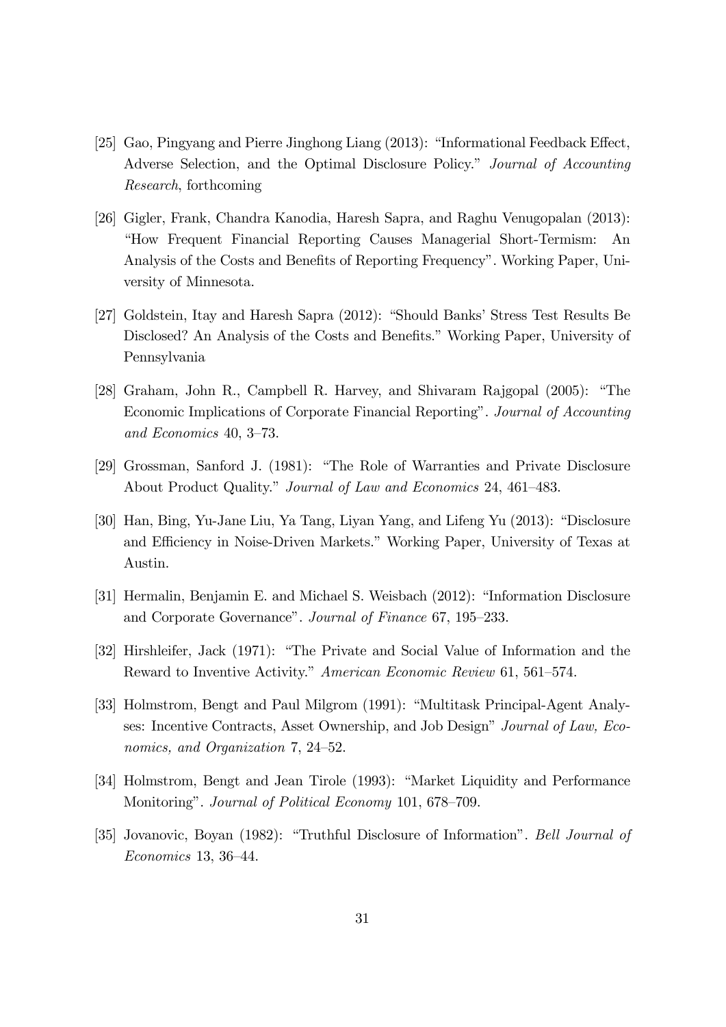[25] Gao, Pingyang and Pierre Jinghong Liang (2013): "Informational Feedback Effect, Adverse Selection, and the Optimal Disclosure Policy." *Journal of Accounting Research*, forthcoming

[26] Gigler, Frank, Chandra Kanodia, Haresh Sapra, and Raghu Venugopalan (2013): "How Frequent Financial Reporting Causes Managerial Short-Termism: An Analysis of the Costs and Benefits of Reporting Frequency". Working Paper, University of Minnesota.

[27] Goldstein, Itay and Haresh Sapra (2012): "Should Banks' Stress Test Results Be Disclosed? An Analysis of the Costs and Benefits." Working Paper, University of Pennsylvania

[28] Graham, John R., Campbell R. Harvey, and Shivaram Rajgopal (2005): "The Economic Implications of Corporate Financial Reporting". *Journal of Accounting and Economics* 40, 3–73.

[29] Grossman, Sanford J. (1981): "The Role of Warranties and Private Disclosure About Product Quality." *Journal of Law and Economics* 24, 461–483.

[30] Han, Bing, Yu-Jane Liu, Ya Tang, Liyan Yang, and Lifeng Yu (2013): "Disclosure and Efficiency in Noise-Driven Markets." Working Paper, University of Texas at Austin.

[31] Hermalin, Benjamin E. and Michael S. Weisbach (2012): "Information Disclosure and Corporate Governance". *Journal of Finance* 67, 195–233.

[32] Hirshleifer, Jack (1971): "The Private and Social Value of Information and the Reward to Inventive Activity." *American Economic Review* 61, 561–574.

[33] Holmstrom, Bengt and Paul Milgrom (1991): "Multitask Principal-Agent Analyses: Incentive Contracts, Asset Ownership, and Job Design" *Journal of Law, Economics, and Organization* 7, 24–52.

[34] Holmstrom, Bengt and Jean Tirole (1993): "Market Liquidity and Performance Monitoring". *Journal of Political Economy* 101, 678–709.

[35] Jovanovic, Boyan (1982): "Truthful Disclosure of Information". *Bell Journal of Economics* 13, 36–44.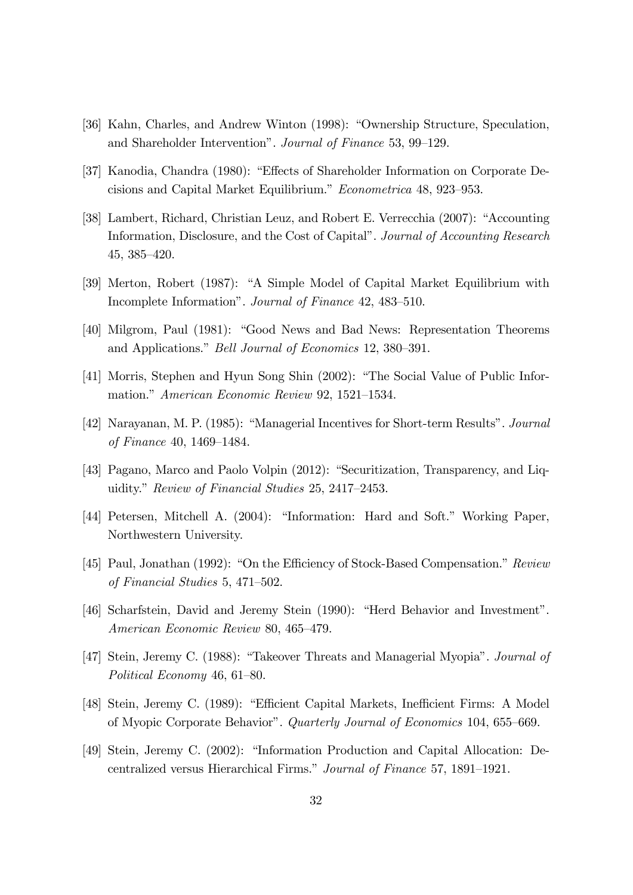[36] Kahn, Charles, and Andrew Winton (1998): "Ownership Structure, Speculation, and Shareholder Intervention". *Journal of Finance* 53, 99–129.

[37] Kanodia, Chandra (1980): "Effects of Shareholder Information on Corporate Decisions and Capital Market Equilibrium." *Econometrica* 48, 923–953.

[38] Lambert, Richard, Christian Leuz, and Robert E. Verrecchia (2007): "Accounting Information, Disclosure, and the Cost of Capital". *Journal of Accounting Research* 45, 385–420.

[39] Merton, Robert (1987): "A Simple Model of Capital Market Equilibrium with Incomplete Information". *Journal of Finance* 42, 483–510.

[40] Milgrom, Paul (1981): "Good News and Bad News: Representation Theorems and Applications." *Bell Journal of Economics* 12, 380–391.

[41] Morris, Stephen and Hyun Song Shin (2002): "The Social Value of Public Information." *American Economic Review* 92, 1521–1534.

[42] Narayanan, M. P. (1985): "Managerial Incentives for Short-term Results". *Journal of Finance* 40, 1469–1484.

[43] Pagano, Marco and Paolo Volpin (2012): "Securitization, Transparency, and Liquidity." *Review of Financial Studies* 25, 2417–2453.

[44] Petersen, Mitchell A. (2004): "Information: Hard and Soft." Working Paper, Northwestern University.

[45] Paul, Jonathan (1992): "On the Efficiency of Stock-Based Compensation." *Review of Financial Studies* 5, 471–502.

[46] Scharfstein, David and Jeremy Stein (1990): "Herd Behavior and Investment". *American Economic Review* 80, 465–479.

[47] Stein, Jeremy C. (1988): "Takeover Threats and Managerial Myopia". *Journal of Political Economy* 46, 61–80.

[48] Stein, Jeremy C. (1989): "Efficient Capital Markets, Inefficient Firms: A Model of Myopic Corporate Behavior". *Quarterly Journal of Economics* 104, 655–669.

[49] Stein, Jeremy C. (2002): "Information Production and Capital Allocation: Decentralized versus Hierarchical Firms." *Journal of Finance* 57, 1891–1921.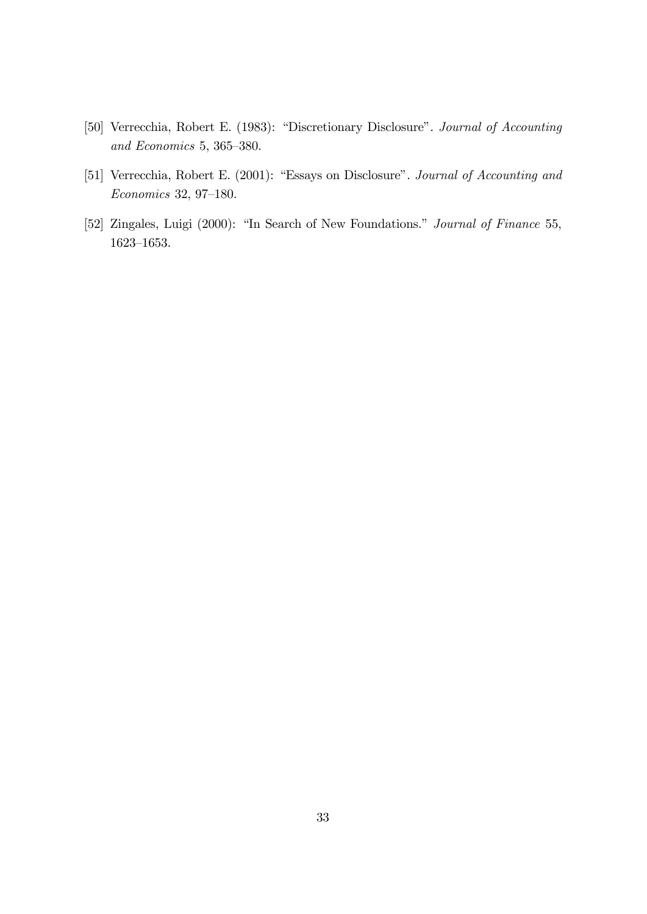[50] Verrecchia, Robert E. (1983): "Discretionary Disclosure". *Journal of Accounting and Economics* 5, 365–380.

[51] Verrecchia, Robert E. (2001): "Essays on Disclosure". *Journal of Accounting and Economics* 32, 97–180.

[52] Zingales, Luigi (2000): "In Search of New Foundations." *Journal of Finance* 55, 1623–1653.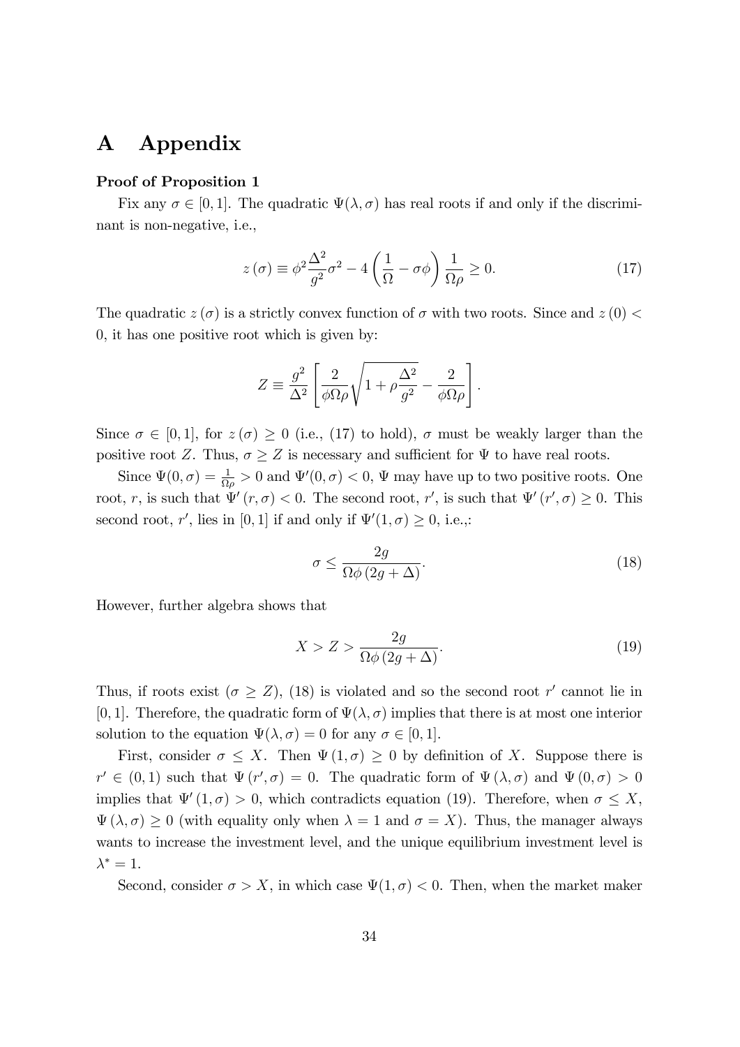# A Appendix

**Proof of Proposition 1**

Fix any $\sigma \in [0,1]$. The quadratic $\Psi(\lambda, \sigma)$ has real roots if and only if the discriminant is non-negative, i.e.,

$$z(\sigma) \equiv \phi^2 \frac{\Delta^2}{g^2} \sigma^2 - 4\left(\frac{1}{\Omega} - \sigma\phi\right)\frac{1}{\Omega\rho} \geq 0. \tag{17}$$

The quadratic $z(\sigma)$ is a strictly convex function of $\sigma$ with two roots. Since and $z(0) < 0$, it has one positive root which is given by:

$$Z \equiv \frac{g^2}{\Delta^2}\left[\frac{2}{\phi\Omega\rho}\sqrt{1+\rho\frac{\Delta^2}{g^2}} - \frac{2}{\phi\Omega\rho}\right].$$

Since $\sigma \in [0,1]$, for $z(\sigma) \geq 0$ (i.e., (17) to hold), $\sigma$ must be weakly larger than the positive root $Z$. Thus, $\sigma \geq Z$ is necessary and sufficient for $\Psi$ to have real roots.

Since $\Psi(0,\sigma) = \frac{1}{\Omega\rho} > 0$ and $\Psi'(0,\sigma) < 0$, $\Psi$ may have up to two positive roots. One root, $r$, is such that $\Psi'(r,\sigma) < 0$. The second root, $r'$, is such that $\Psi'(r',\sigma) \geq 0$. This second root, $r'$, lies in $[0,1]$ if and only if $\Psi'(1,\sigma) \geq 0$, i.e.,:

$$\sigma \leq \frac{2g}{\Omega\phi(2g+\Delta)}. \tag{18}$$

However, further algebra shows that

$$X > Z > \frac{2g}{\Omega\phi(2g+\Delta)}. \tag{19}$$

Thus, if roots exist ($\sigma \geq Z$), (18) is violated and so the second root $r'$ cannot lie in $[0,1]$. Therefore, the quadratic form of $\Psi(\lambda,\sigma)$ implies that there is at most one interior solution to the equation $\Psi(\lambda,\sigma) = 0$ for any $\sigma \in [0,1]$.

First, consider $\sigma \leq X$. Then $\Psi(1,\sigma) \geq 0$ by definition of $X$. Suppose there is $r' \in (0,1)$ such that $\Psi(r',\sigma) = 0$. The quadratic form of $\Psi(\lambda,\sigma)$ and $\Psi(0,\sigma) > 0$ implies that $\Psi'(1,\sigma) > 0$, which contradicts equation (19). Therefore, when $\sigma \leq X$, $\Psi(\lambda,\sigma) \geq 0$ (with equality only when $\lambda = 1$ and $\sigma = X$). Thus, the manager always wants to increase the investment level, and the unique equilibrium investment level is $\lambda^* = 1$.

Second, consider $\sigma > X$, in which case $\Psi(1,\sigma) < 0$. Then, when the market maker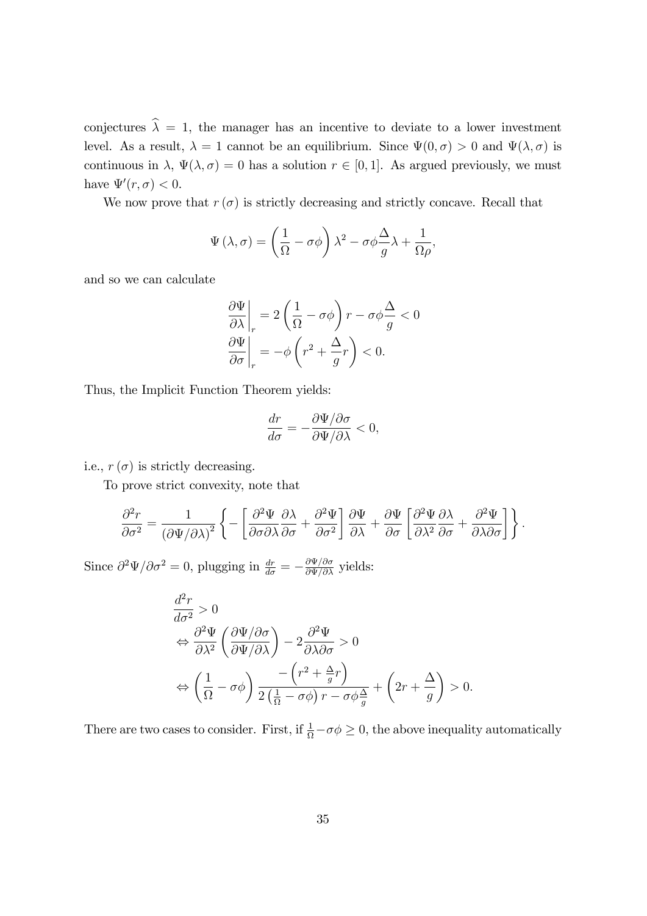conjectures $\widehat{\lambda} = 1$, the manager has an incentive to deviate to a lower investment level. As a result, $\lambda = 1$ cannot be an equilibrium. Since $\Psi(0, \sigma) > 0$ and $\Psi(\lambda, \sigma)$ is continuous in $\lambda$, $\Psi(\lambda, \sigma) = 0$ has a solution $r \in [0, 1]$. As argued previously, we must have $\Psi'(r, \sigma) < 0$.

We now prove that $r(\sigma)$ is strictly decreasing and strictly concave. Recall that

$$\Psi(\lambda, \sigma) = \left(\frac{1}{\Omega} - \sigma\phi\right)\lambda^2 - \sigma\phi\frac{\Delta}{g}\lambda + \frac{1}{\Omega\rho},$$

and so we can calculate

$$\begin{aligned}
\left.\frac{\partial \Psi}{\partial \lambda}\right|_r &= 2\left(\frac{1}{\Omega} - \sigma\phi\right)r - \sigma\phi\frac{\Delta}{g} < 0 \\
\left.\frac{\partial \Psi}{\partial \sigma}\right|_r &= -\phi\left(r^2 + \frac{\Delta}{g}r\right) < 0.
\end{aligned}$$

Thus, the Implicit Function Theorem yields:

$$\frac{dr}{d\sigma} = -\frac{\partial \Psi / \partial \sigma}{\partial \Psi / \partial \lambda} < 0,$$

i.e., $r(\sigma)$ is strictly decreasing.

To prove strict convexity, note that

$$\frac{\partial^2 r}{\partial \sigma^2} = \frac{1}{\left(\partial \Psi / \partial \lambda\right)^2}\left\{-\left[\frac{\partial^2 \Psi}{\partial \sigma \partial \lambda}\frac{\partial \lambda}{\partial \sigma} + \frac{\partial^2 \Psi}{\partial \sigma^2}\right]\frac{\partial \Psi}{\partial \lambda} + \frac{\partial \Psi}{\partial \sigma}\left[\frac{\partial^2 \Psi}{\partial \lambda^2}\frac{\partial \lambda}{\partial \sigma} + \frac{\partial^2 \Psi}{\partial \lambda \partial \sigma}\right]\right\}.$$

Since $\partial^2 \Psi / \partial \sigma^2 = 0$, plugging in $\frac{dr}{d\sigma} = -\frac{\partial \Psi / \partial \sigma}{\partial \Psi / \partial \lambda}$ yields:

$$\begin{aligned}
&\frac{d^2 r}{d\sigma^2} > 0 \\
&\Leftrightarrow \frac{\partial^2 \Psi}{\partial \lambda^2}\left(\frac{\partial \Psi / \partial \sigma}{\partial \Psi / \partial \lambda}\right) - 2\frac{\partial^2 \Psi}{\partial \lambda \partial \sigma} > 0 \\
&\Leftrightarrow \left(\frac{1}{\Omega} - \sigma\phi\right)\frac{-\left(r^2 + \frac{\Delta}{g}r\right)}{2\left(\frac{1}{\Omega} - \sigma\phi\right)r - \sigma\phi\frac{\Delta}{g}} + \left(2r + \frac{\Delta}{g}\right) > 0.
\end{aligned}$$

There are two cases to consider. First, if $\frac{1}{\Omega} - \sigma\phi \geq 0$, the above inequality automatically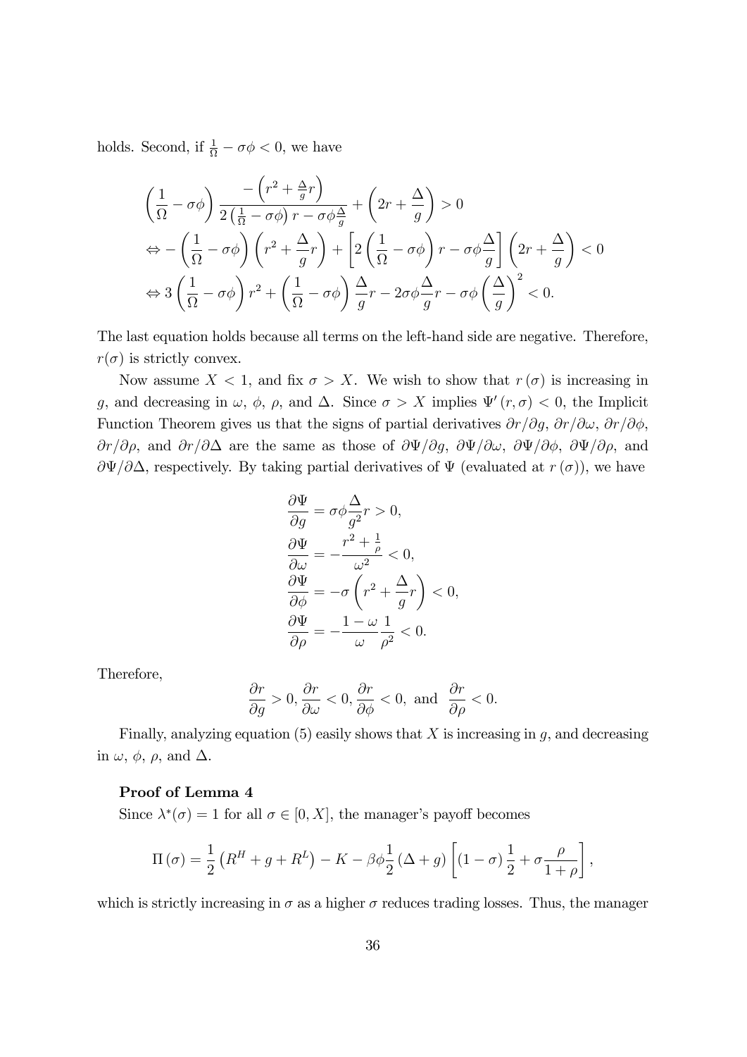holds. Second, if $\frac{1}{\Omega} - \sigma\phi < 0$, we have

$$
\begin{aligned}
&\left(\frac{1}{\Omega} - \sigma\phi\right) \frac{-\left(r^2 + \frac{\Delta}{g} r\right)}{2\left(\frac{1}{\Omega} - \sigma\phi\right) r - \sigma\phi\frac{\Delta}{g}} + \left(2r + \frac{\Delta}{g}\right) > 0 \\
&\Leftrightarrow -\left(\frac{1}{\Omega} - \sigma\phi\right)\left(r^2 + \frac{\Delta}{g} r\right) + \left[2\left(\frac{1}{\Omega} - \sigma\phi\right) r - \sigma\phi\frac{\Delta}{g}\right]\left(2r + \frac{\Delta}{g}\right) < 0 \\
&\Leftrightarrow 3\left(\frac{1}{\Omega} - \sigma\phi\right) r^2 + \left(\frac{1}{\Omega} - \sigma\phi\right)\frac{\Delta}{g} r - 2\sigma\phi\frac{\Delta}{g} r - \sigma\phi\left(\frac{\Delta}{g}\right)^2 < 0.
\end{aligned}
$$

The last equation holds because all terms on the left-hand side are negative. Therefore, $r(\sigma)$ is strictly convex.

Now assume $X < 1$, and fix $\sigma > X$. We wish to show that $r(\sigma)$ is increasing in $g$, and decreasing in $\omega$, $\phi$, $\rho$, and $\Delta$. Since $\sigma > X$ implies $\Psi'(r, \sigma) < 0$, the Implicit Function Theorem gives us that the signs of partial derivatives $\partial r/\partial g$, $\partial r/\partial \omega$, $\partial r/\partial \phi$, $\partial r/\partial \rho$, and $\partial r/\partial \Delta$ are the same as those of $\partial \Psi/\partial g$, $\partial \Psi/\partial \omega$, $\partial \Psi/\partial \phi$, $\partial \Psi/\partial \rho$, and $\partial \Psi/\partial \Delta$, respectively. By taking partial derivatives of $\Psi$ (evaluated at $r(\sigma)$), we have

$$
\begin{aligned}
\frac{\partial \Psi}{\partial g} &= \sigma\phi\frac{\Delta}{g^2} r > 0, \\
\frac{\partial \Psi}{\partial \omega} &= -\frac{r^2 + \frac{1}{\rho}}{\omega^2} < 0, \\
\frac{\partial \Psi}{\partial \phi} &= -\sigma\left(r^2 + \frac{\Delta}{g} r\right) < 0, \\
\frac{\partial \Psi}{\partial \rho} &= -\frac{1-\omega}{\omega}\frac{1}{\rho^2} < 0.
\end{aligned}
$$

Therefore,

$$
\frac{\partial r}{\partial g} > 0, \frac{\partial r}{\partial \omega} < 0, \frac{\partial r}{\partial \phi} < 0, \text{ and } \frac{\partial r}{\partial \rho} < 0.
$$

Finally, analyzing equation (5) easily shows that $X$ is increasing in $g$, and decreasing in $\omega$, $\phi$, $\rho$, and $\Delta$.

**Proof of Lemma 4**

Since $\lambda^*(\sigma) = 1$ for all $\sigma \in [0, X]$, the manager's payoff becomes

$$
\Pi(\sigma) = \frac{1}{2}\left(R^H + g + R^L\right) - K - \beta\phi\frac{1}{2}(\Delta + g)\left[(1-\sigma)\frac{1}{2} + \sigma\frac{\rho}{1+\rho}\right],
$$

which is strictly increasing in $\sigma$ as a higher $\sigma$ reduces trading losses. Thus, the manager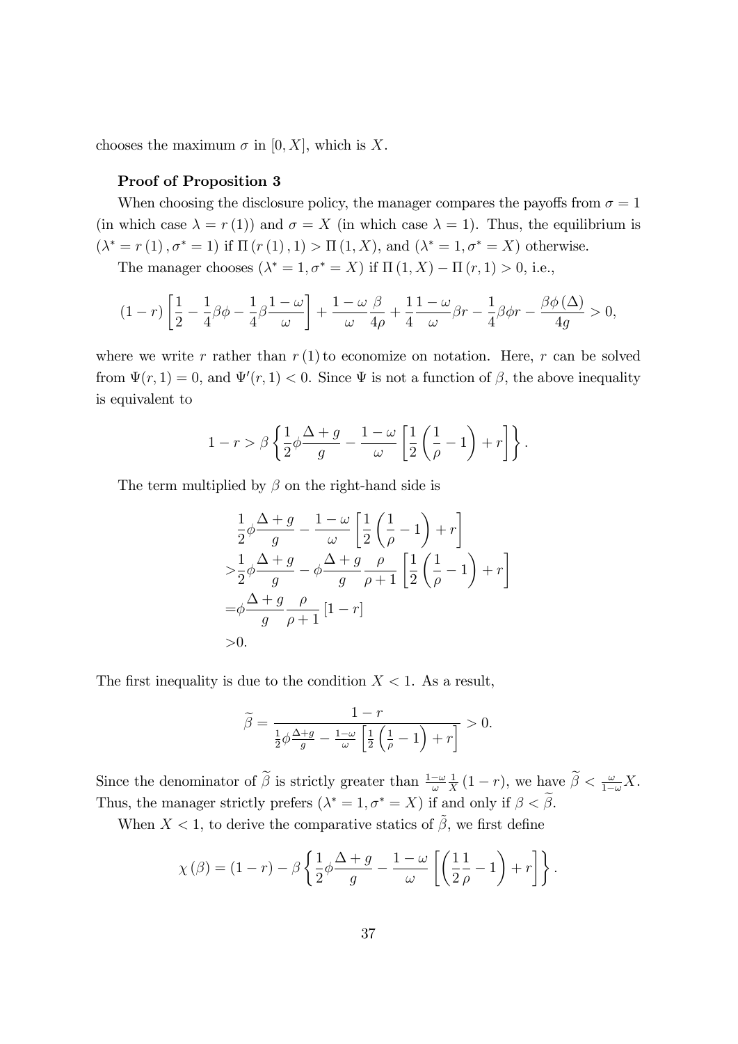chooses the maximum $\sigma$ in $[0, X]$, which is $X$.

**Proof of Proposition 3**

When choosing the disclosure policy, the manager compares the payoffs from $\sigma = 1$ (in which case $\lambda = r(1)$) and $\sigma = X$ (in which case $\lambda = 1$). Thus, the equilibrium is $(\lambda^* = r(1), \sigma^* = 1)$ if $\Pi(r(1), 1) > \Pi(1, X)$, and $(\lambda^* = 1, \sigma^* = X)$ otherwise.

The manager chooses $(\lambda^* = 1, \sigma^* = X)$ if $\Pi(1, X) - \Pi(r, 1) > 0$, i.e.,

$$(1-r)\left[\frac{1}{2} - \frac{1}{4}\beta\phi - \frac{1}{4}\beta\frac{1-\omega}{\omega}\right] + \frac{1-\omega}{\omega}\frac{\beta}{4\rho} + \frac{1}{4}\frac{1-\omega}{\omega}\beta r - \frac{1}{4}\beta\phi r - \frac{\beta\phi(\Delta)}{4g} > 0,$$

where we write $r$ rather than $r(1)$ to economize on notation. Here, $r$ can be solved from $\Psi(r, 1) = 0$, and $\Psi'(r, 1) < 0$. Since $\Psi$ is not a function of $\beta$, the above inequality is equivalent to

$$1 - r > \beta\left\{\frac{1}{2}\phi\frac{\Delta + g}{g} - \frac{1-\omega}{\omega}\left[\frac{1}{2}\left(\frac{1}{\rho} - 1\right) + r\right]\right\}.$$

The term multiplied by $\beta$ on the right-hand side is

$$\begin{aligned}
&\frac{1}{2}\phi\frac{\Delta + g}{g} - \frac{1-\omega}{\omega}\left[\frac{1}{2}\left(\frac{1}{\rho} - 1\right) + r\right] \\
>&\frac{1}{2}\phi\frac{\Delta + g}{g} - \phi\frac{\Delta + g}{g}\frac{\rho}{\rho + 1}\left[\frac{1}{2}\left(\frac{1}{\rho} - 1\right) + r\right] \\
=&\phi\frac{\Delta + g}{g}\frac{\rho}{\rho + 1}\left[1 - r\right] \\
>&0.
\end{aligned}$$

The first inequality is due to the condition $X < 1$. As a result,

$$\widetilde{\beta} = \frac{1 - r}{\frac{1}{2}\phi\frac{\Delta + g}{g} - \frac{1-\omega}{\omega}\left[\frac{1}{2}\left(\frac{1}{\rho} - 1\right) + r\right]} > 0.$$

Since the denominator of $\widetilde{\beta}$ is strictly greater than $\frac{1-\omega}{\omega}\frac{1}{X}(1-r)$, we have $\widetilde{\beta} < \frac{\omega}{1-\omega}X$. Thus, the manager strictly prefers $(\lambda^* = 1, \sigma^* = X)$ if and only if $\beta < \widetilde{\beta}$.

When $X < 1$, to derive the comparative statics of $\tilde{\beta}$, we first define

$$\chi(\beta) = (1 - r) - \beta\left\{\frac{1}{2}\phi\frac{\Delta + g}{g} - \frac{1-\omega}{\omega}\left[\left(\frac{1}{2}\frac{1}{\rho} - 1\right) + r\right]\right\}.$$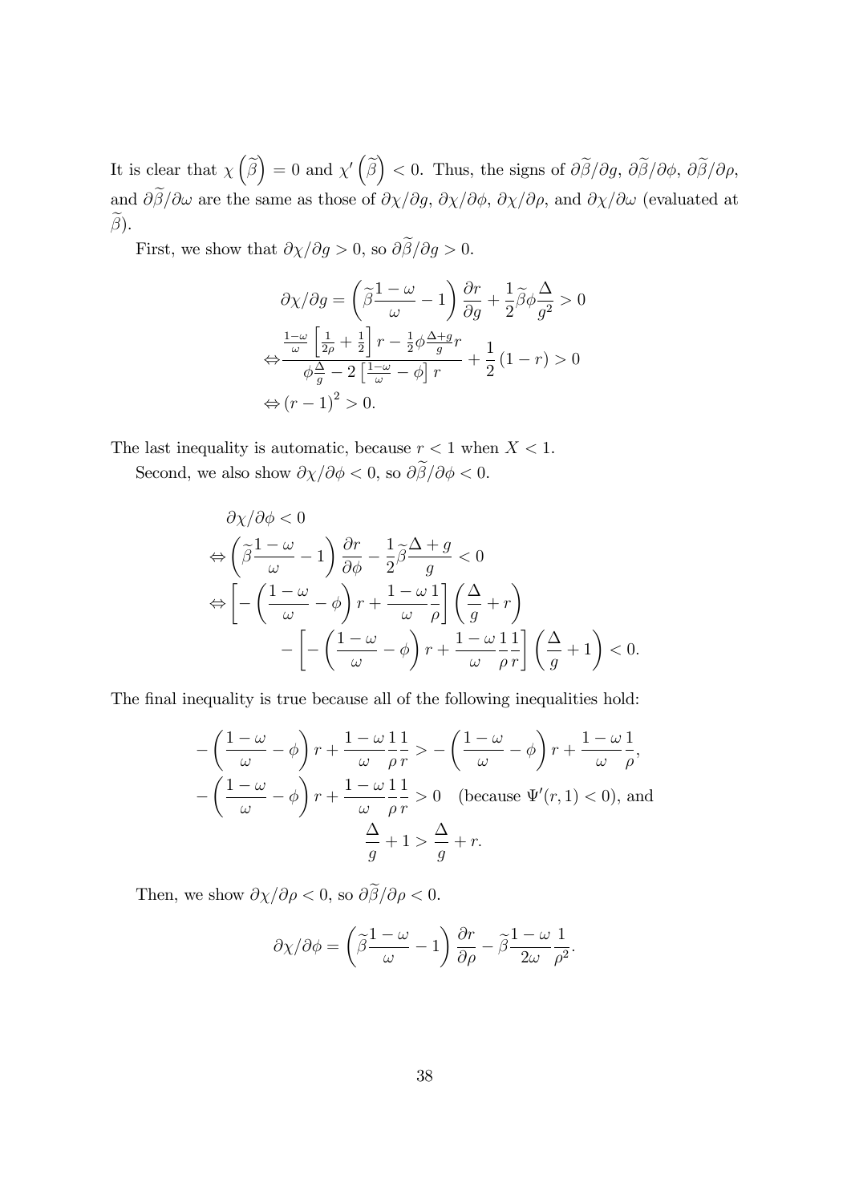It is clear that $\chi\left(\widetilde{\beta}\right) = 0$ and $\chi'\left(\widetilde{\beta}\right) < 0$. Thus, the signs of $\partial\widetilde{\beta}/\partial g$, $\partial\widetilde{\beta}/\partial\phi$, $\partial\widetilde{\beta}/\partial\rho$, and $\partial\widetilde{\beta}/\partial\omega$ are the same as those of $\partial\chi/\partial g$, $\partial\chi/\partial\phi$, $\partial\chi/\partial\rho$, and $\partial\chi/\partial\omega$ (evaluated at $\widetilde{\beta}$).

First, we show that $\partial\chi/\partial g > 0$, so $\partial\widetilde{\beta}/\partial g > 0$.

$$
\begin{aligned}
&\partial\chi/\partial g = \left(\widetilde{\beta}\frac{1-\omega}{\omega} - 1\right)\frac{\partial r}{\partial g} + \frac{1}{2}\widetilde{\beta}\phi\frac{\Delta}{g^2} > 0 \\
\Leftrightarrow &\frac{\frac{1-\omega}{\omega}\left[\frac{1}{2\rho} + \frac{1}{2}\right]r - \frac{1}{2}\phi\frac{\Delta+g}{g}r}{\phi\frac{\Delta}{g} - 2\left[\frac{1-\omega}{\omega} - \phi\right]r} + \frac{1}{2}(1-r) > 0 \\
\Leftrightarrow &(r-1)^2 > 0.
\end{aligned}
$$

The last inequality is automatic, because $r < 1$ when $X < 1$.

Second, we also show $\partial\chi/\partial\phi < 0$, so $\partial\widetilde{\beta}/\partial\phi < 0$.

$$
\begin{aligned}
&\partial\chi/\partial\phi < 0 \\
\Leftrightarrow &\left(\widetilde{\beta}\frac{1-\omega}{\omega} - 1\right)\frac{\partial r}{\partial\phi} - \frac{1}{2}\widetilde{\beta}\frac{\Delta+g}{g} < 0 \\
\Leftrightarrow &\left[-\left(\frac{1-\omega}{\omega} - \phi\right)r + \frac{1-\omega}{\omega}\frac{1}{\rho}\right]\left(\frac{\Delta}{g} + r\right) \\
&\qquad - \left[-\left(\frac{1-\omega}{\omega} - \phi\right)r + \frac{1-\omega}{\omega}\frac{1}{\rho}\frac{1}{r}\right]\left(\frac{\Delta}{g} + 1\right) < 0.
\end{aligned}
$$

The final inequality is true because all of the following inequalities hold:

$$
\begin{aligned}
-\left(\frac{1-\omega}{\omega} - \phi\right)r + \frac{1-\omega}{\omega}\frac{1}{\rho}\frac{1}{r} &> -\left(\frac{1-\omega}{\omega} - \phi\right)r + \frac{1-\omega}{\omega}\frac{1}{\rho}, \\
-\left(\frac{1-\omega}{\omega} - \phi\right)r + \frac{1-\omega}{\omega}\frac{1}{\rho}\frac{1}{r} &> 0 \quad \text{(because } \Psi'(r,1) < 0\text{), and} \\
\frac{\Delta}{g} + 1 &> \frac{\Delta}{g} + r.
\end{aligned}
$$

Then, we show $\partial\chi/\partial\rho < 0$, so $\partial\widetilde{\beta}/\partial\rho < 0$.

$$
\partial\chi/\partial\phi = \left(\widetilde{\beta}\frac{1-\omega}{\omega} - 1\right)\frac{\partial r}{\partial\rho} - \widetilde{\beta}\frac{1-\omega}{2\omega}\frac{1}{\rho^2}.
$$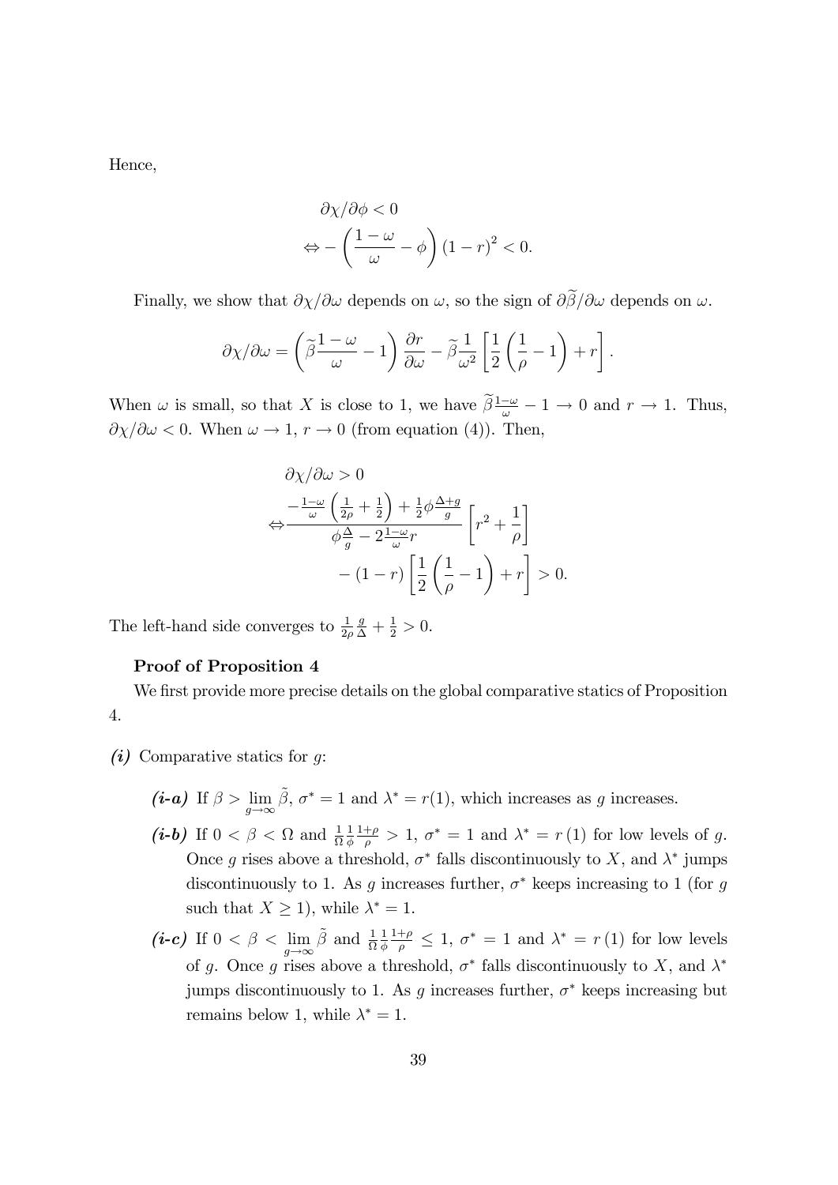Hence,

$$
\begin{aligned}
&\partial \chi / \partial \phi < 0 \\
\Leftrightarrow &- \left( \frac{1-\omega}{\omega} - \phi \right) (1-r)^2 < 0.
\end{aligned}
$$

Finally, we show that $\partial \chi / \partial \omega$ depends on $\omega$, so the sign of $\partial \widetilde{\beta} / \partial \omega$ depends on $\omega$.

$$
\partial \chi / \partial \omega = \left( \widetilde{\beta} \frac{1-\omega}{\omega} - 1 \right) \frac{\partial r}{\partial \omega} - \widetilde{\beta} \frac{1}{\omega^2} \left[ \frac{1}{2} \left( \frac{1}{\rho} - 1 \right) + r \right].
$$

When $\omega$ is small, so that $X$ is close to 1, we have $\widetilde{\beta} \frac{1-\omega}{\omega} - 1 \to 0$ and $r \to 1$. Thus, $\partial \chi / \partial \omega < 0$. When $\omega \to 1$, $r \to 0$ (from equation (4)). Then,

$$
\begin{aligned}
&\partial \chi / \partial \omega > 0 \\
\Leftrightarrow &\frac{-\frac{1-\omega}{\omega} \left( \frac{1}{2\rho} + \frac{1}{2} \right) + \frac{1}{2} \phi \frac{\Delta + g}{g}}{\phi \frac{\Delta}{g} - 2 \frac{1-\omega}{\omega} r} \left[ r^2 + \frac{1}{\rho} \right] \\
&- (1-r) \left[ \frac{1}{2} \left( \frac{1}{\rho} - 1 \right) + r \right] > 0.
\end{aligned}
$$

The left-hand side converges to $\frac{1}{2\rho} \frac{g}{\Delta} + \frac{1}{2} > 0$.

**Proof of Proposition 4**

We first provide more precise details on the global comparative statics of Proposition 4.

***(i)*** Comparative statics for $g$:

- ***(i-a)*** If $\beta > \lim_{g \to \infty} \tilde{\beta}$, $\sigma^* = 1$ and $\lambda^* = r(1)$, which increases as $g$ increases.
- ***(i-b)*** If $0 < \beta < \Omega$ and $\frac{1}{\Omega} \frac{1}{\phi} \frac{1+\rho}{\rho} > 1$, $\sigma^* = 1$ and $\lambda^* = r(1)$ for low levels of $g$. Once $g$ rises above a threshold, $\sigma^*$ falls discontinuously to $X$, and $\lambda^*$ jumps discontinuously to 1. As $g$ increases further, $\sigma^*$ keeps increasing to 1 (for $g$ such that $X \geq 1$), while $\lambda^* = 1$.
- ***(i-c)*** If $0 < \beta < \lim_{g \to \infty} \tilde{\beta}$ and $\frac{1}{\Omega} \frac{1}{\phi} \frac{1+\rho}{\rho} \leq 1$, $\sigma^* = 1$ and $\lambda^* = r(1)$ for low levels of $g$. Once $g$ rises above a threshold, $\sigma^*$ falls discontinuously to $X$, and $\lambda^*$ jumps discontinuously to 1. As $g$ increases further, $\sigma^*$ keeps increasing but remains below 1, while $\lambda^* = 1$.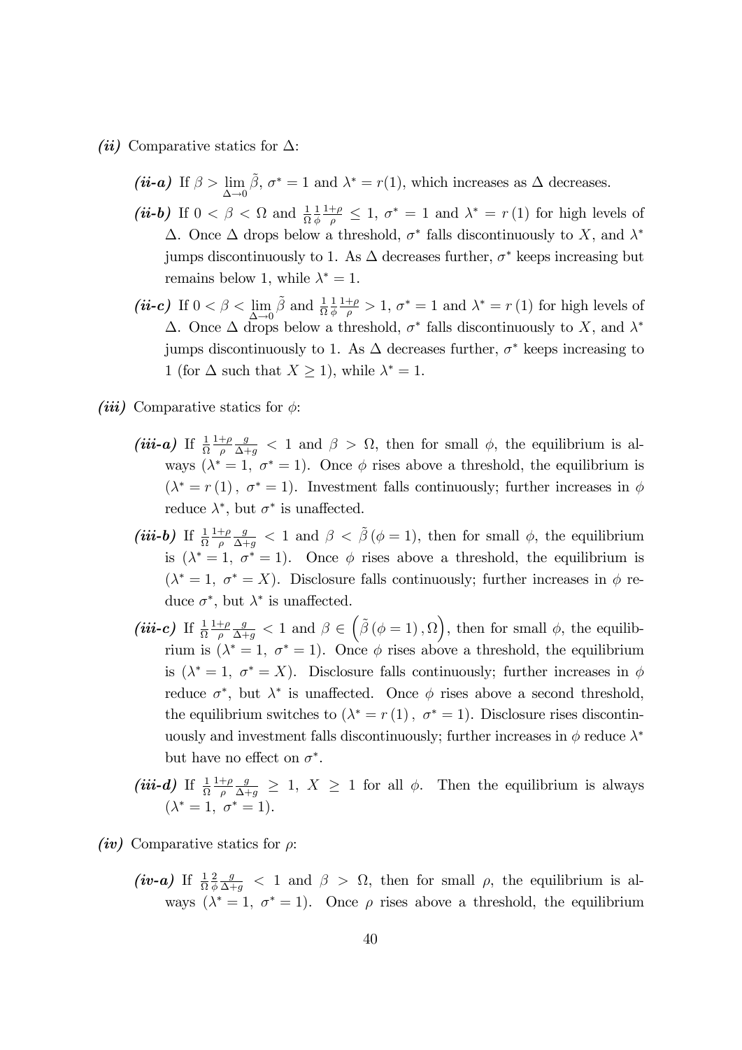***(ii)*** Comparative statics for $\Delta$:

- ***(ii-a)*** If $\beta > \lim_{\Delta \to 0} \tilde{\beta}$, $\sigma^* = 1$ and $\lambda^* = r(1)$, which increases as $\Delta$ decreases.

- ***(ii-b)*** If $0 < \beta < \Omega$ and $\frac{1}{\Omega}\frac{1}{\phi}\frac{1+\rho}{\rho} \leq 1$, $\sigma^* = 1$ and $\lambda^* = r(1)$ for high levels of $\Delta$. Once $\Delta$ drops below a threshold, $\sigma^*$ falls discontinuously to $X$, and $\lambda^*$ jumps discontinuously to 1. As $\Delta$ decreases further, $\sigma^*$ keeps increasing but remains below 1, while $\lambda^* = 1$.

- ***(ii-c)*** If $0 < \beta < \lim_{\Delta \to 0} \tilde{\beta}$ and $\frac{1}{\Omega}\frac{1}{\phi}\frac{1+\rho}{\rho} > 1$, $\sigma^* = 1$ and $\lambda^* = r(1)$ for high levels of $\Delta$. Once $\Delta$ drops below a threshold, $\sigma^*$ falls discontinuously to $X$, and $\lambda^*$ jumps discontinuously to 1. As $\Delta$ decreases further, $\sigma^*$ keeps increasing to 1 (for $\Delta$ such that $X \geq 1$), while $\lambda^* = 1$.

***(iii)*** Comparative statics for $\phi$:

- ***(iii-a)*** If $\frac{1}{\Omega}\frac{1+\rho}{\rho}\frac{g}{\Delta+g} < 1$ and $\beta > \Omega$, then for small $\phi$, the equilibrium is always $(\lambda^* = 1,\ \sigma^* = 1)$. Once $\phi$ rises above a threshold, the equilibrium is $(\lambda^* = r(1),\ \sigma^* = 1)$. Investment falls continuously; further increases in $\phi$ reduce $\lambda^*$, but $\sigma^*$ is unaffected.

- ***(iii-b)*** If $\frac{1}{\Omega}\frac{1+\rho}{\rho}\frac{g}{\Delta+g} < 1$ and $\beta < \tilde{\beta}(\phi = 1)$, then for small $\phi$, the equilibrium is $(\lambda^* = 1,\ \sigma^* = 1)$. Once $\phi$ rises above a threshold, the equilibrium is $(\lambda^* = 1,\ \sigma^* = X)$. Disclosure falls continuously; further increases in $\phi$ reduce $\sigma^*$, but $\lambda^*$ is unaffected.

- ***(iii-c)*** If $\frac{1}{\Omega}\frac{1+\rho}{\rho}\frac{g}{\Delta+g} < 1$ and $\beta \in \left(\tilde{\beta}(\phi = 1), \Omega\right)$, then for small $\phi$, the equilibrium is $(\lambda^* = 1,\ \sigma^* = 1)$. Once $\phi$ rises above a threshold, the equilibrium is $(\lambda^* = 1,\ \sigma^* = X)$. Disclosure falls continuously; further increases in $\phi$ reduce $\sigma^*$, but $\lambda^*$ is unaffected. Once $\phi$ rises above a second threshold, the equilibrium switches to $(\lambda^* = r(1),\ \sigma^* = 1)$. Disclosure rises discontinuously and investment falls discontinuously; further increases in $\phi$ reduce $\lambda^*$ but have no effect on $\sigma^*$.

- ***(iii-d)*** If $\frac{1}{\Omega}\frac{1+\rho}{\rho}\frac{g}{\Delta+g} \geq 1$, $X \geq 1$ for all $\phi$. Then the equilibrium is always $(\lambda^* = 1,\ \sigma^* = 1)$.

***(iv)*** Comparative statics for $\rho$:

- ***(iv-a)*** If $\frac{1}{\Omega}\frac{2}{\phi}\frac{g}{\Delta+g} < 1$ and $\beta > \Omega$, then for small $\rho$, the equilibrium is always $(\lambda^* = 1,\ \sigma^* = 1)$. Once $\rho$ rises above a threshold, the equilibrium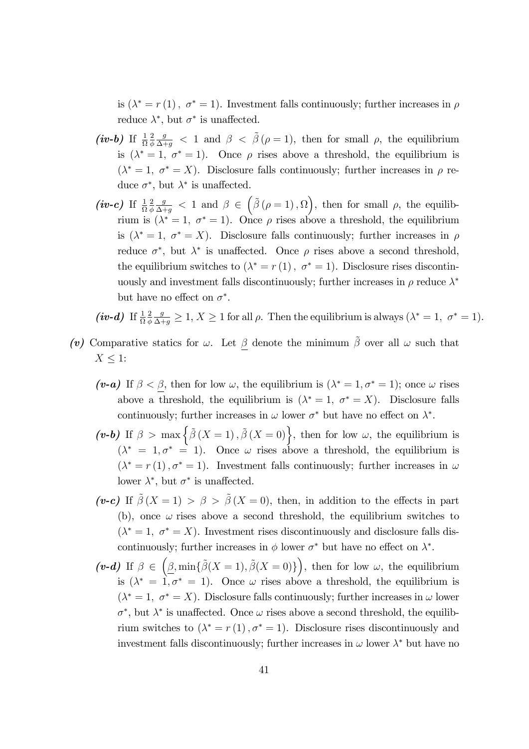is $(\lambda^* = r(1), \; \sigma^* = 1)$. Investment falls continuously; further increases in $\rho$ reduce $\lambda^*$, but $\sigma^*$ is unaffected.

- ***(iv-b)*** If $\frac{1}{\Omega}\frac{2}{\phi}\frac{g}{\Delta+g} < 1$ and $\beta < \tilde{\beta}(\rho = 1)$, then for small $\rho$, the equilibrium is $(\lambda^* = 1, \; \sigma^* = 1)$. Once $\rho$ rises above a threshold, the equilibrium is $(\lambda^* = 1, \; \sigma^* = X)$. Disclosure falls continuously; further increases in $\rho$ reduce $\sigma^*$, but $\lambda^*$ is unaffected.
- ***(iv-c)*** If $\frac{1}{\Omega}\frac{2}{\phi}\frac{g}{\Delta+g} < 1$ and $\beta \in \left(\tilde{\beta}(\rho = 1), \Omega\right)$, then for small $\rho$, the equilibrium is $(\lambda^* = 1, \; \sigma^* = 1)$. Once $\rho$ rises above a threshold, the equilibrium is $(\lambda^* = 1, \; \sigma^* = X)$. Disclosure falls continuously; further increases in $\rho$ reduce $\sigma^*$, but $\lambda^*$ is unaffected. Once $\rho$ rises above a second threshold, the equilibrium switches to $(\lambda^* = r(1), \; \sigma^* = 1)$. Disclosure rises discontinuously and investment falls discontinuously; further increases in $\rho$ reduce $\lambda^*$ but have no effect on $\sigma^*$.
- ***(iv-d)*** If $\frac{1}{\Omega}\frac{2}{\phi}\frac{g}{\Delta+g} \geq 1$, $X \geq 1$ for all $\rho$. Then the equilibrium is always $(\lambda^* = 1, \; \sigma^* = 1)$.

***(v)*** Comparative statics for $\omega$. Let $\underline{\beta}$ denote the minimum $\tilde{\beta}$ over all $\omega$ such that $X \leq 1$:

- ***(v-a)*** If $\beta < \underline{\beta}$, then for low $\omega$, the equilibrium is $(\lambda^* = 1, \sigma^* = 1)$; once $\omega$ rises above a threshold, the equilibrium is $(\lambda^* = 1, \; \sigma^* = X)$. Disclosure falls continuously; further increases in $\omega$ lower $\sigma^*$ but have no effect on $\lambda^*$.
- ***(v-b)*** If $\beta > \max\left\{\tilde{\beta}(X = 1), \tilde{\beta}(X = 0)\right\}$, then for low $\omega$, the equilibrium is $(\lambda^* = 1, \sigma^* = 1)$. Once $\omega$ rises above a threshold, the equilibrium is $(\lambda^* = r(1), \sigma^* = 1)$. Investment falls continuously; further increases in $\omega$ lower $\lambda^*$, but $\sigma^*$ is unaffected.
- ***(v-c)*** If $\tilde{\beta}(X = 1) > \beta > \tilde{\beta}(X = 0)$, then, in addition to the effects in part (b), once $\omega$ rises above a second threshold, the equilibrium switches to $(\lambda^* = 1, \; \sigma^* = X)$. Investment rises discontinuously and disclosure falls discontinuously; further increases in $\phi$ lower $\sigma^*$ but have no effect on $\lambda^*$.
- ***(v-d)*** If $\beta \in \left(\underline{\beta}, \min\{\tilde{\beta}(X = 1), \tilde{\beta}(X = 0)\}\right)$, then for low $\omega$, the equilibrium is $(\lambda^* = 1, \sigma^* = 1)$. Once $\omega$ rises above a threshold, the equilibrium is $(\lambda^* = 1, \; \sigma^* = X)$. Disclosure falls continuously; further increases in $\omega$ lower $\sigma^*$, but $\lambda^*$ is unaffected. Once $\omega$ rises above a second threshold, the equilibrium switches to $(\lambda^* = r(1), \sigma^* = 1)$. Disclosure rises discontinuously and investment falls discontinuously; further increases in $\omega$ lower $\lambda^*$ but have no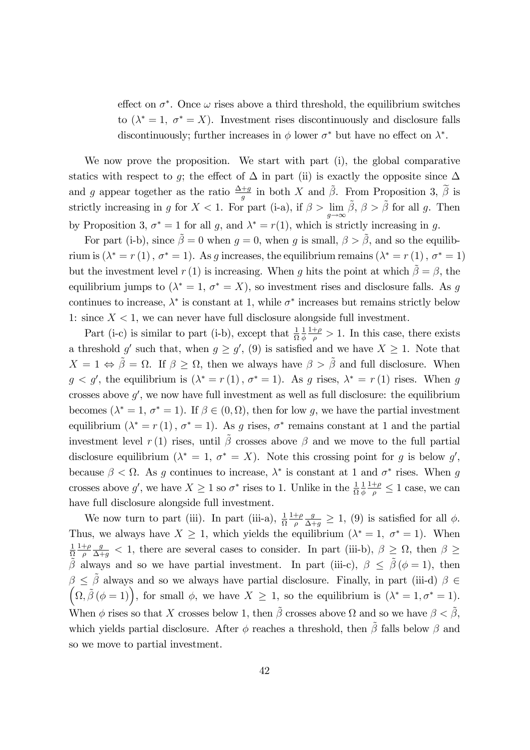effect on $\sigma^*$. Once $\omega$ rises above a third threshold, the equilibrium switches to ($\lambda^* = 1$, $\sigma^* = X$). Investment rises discontinuously and disclosure falls discontinuously; further increases in $\phi$ lower $\sigma^*$ but have no effect on $\lambda^*$.

We now prove the proposition. We start with part (i), the global comparative statics with respect to $g$; the effect of $\Delta$ in part (ii) is exactly the opposite since $\Delta$ and $g$ appear together as the ratio $\frac{\Delta+g}{g}$ in both $X$ and $\tilde{\beta}$. From Proposition 3, $\widetilde{\beta}$ is strictly increasing in $g$ for $X < 1$. For part (i-a), if $\beta > \lim_{g\to\infty} \tilde{\beta}$, $\beta > \tilde{\beta}$ for all $g$. Then by Proposition 3, $\sigma^* = 1$ for all $g$, and $\lambda^* = r(1)$, which is strictly increasing in $g$.

For part (i-b), since $\tilde{\beta} = 0$ when $g = 0$, when $g$ is small, $\beta > \tilde{\beta}$, and so the equilibrium is ($\lambda^* = r(1)$, $\sigma^* = 1$). As $g$ increases, the equilibrium remains ($\lambda^* = r(1)$, $\sigma^* = 1$) but the investment level $r(1)$ is increasing. When $g$ hits the point at which $\tilde{\beta} = \beta$, the equilibrium jumps to ($\lambda^* = 1$, $\sigma^* = X$), so investment rises and disclosure falls. As $g$ continues to increase, $\lambda^*$ is constant at 1, while $\sigma^*$ increases but remains strictly below 1: since $X < 1$, we can never have full disclosure alongside full investment.

Part (i-c) is similar to part (i-b), except that $\frac{1}{\Omega}\frac{1}{\phi}\frac{1+\rho}{\rho} > 1$. In this case, there exists a threshold $g'$ such that, when $g \geq g'$, (9) is satisfied and we have $X \geq 1$. Note that $X = 1 \Leftrightarrow \tilde{\beta} = \Omega$. If $\beta \geq \Omega$, then we always have $\beta > \tilde{\beta}$ and full disclosure. When $g < g'$, the equilibrium is ($\lambda^* = r(1)$, $\sigma^* = 1$). As $g$ rises, $\lambda^* = r(1)$ rises. When $g$ crosses above $g'$, we now have full investment as well as full disclosure: the equilibrium becomes ($\lambda^* = 1$, $\sigma^* = 1$). If $\beta \in (0, \Omega)$, then for low $g$, we have the partial investment equilibrium ($\lambda^* = r(1)$, $\sigma^* = 1$). As $g$ rises, $\sigma^*$ remains constant at 1 and the partial investment level $r(1)$ rises, until $\tilde{\beta}$ crosses above $\beta$ and we move to the full partial disclosure equilibrium ($\lambda^* = 1$, $\sigma^* = X$). Note this crossing point for $g$ is below $g'$, because $\beta < \Omega$. As $g$ continues to increase, $\lambda^*$ is constant at 1 and $\sigma^*$ rises. When $g$ crosses above $g'$, we have $X \geq 1$ so $\sigma^*$ rises to 1. Unlike in the $\frac{1}{\Omega}\frac{1}{\phi}\frac{1+\rho}{\rho} \leq 1$ case, we can have full disclosure alongside full investment.

We now turn to part (iii). In part (iii-a), $\frac{1}{\Omega}\frac{1+\rho}{\rho}\frac{g}{\Delta+g} \geq 1$, (9) is satisfied for all $\phi$. Thus, we always have $X \geq 1$, which yields the equilibrium ($\lambda^* = 1$, $\sigma^* = 1$). When $\frac{1}{\Omega}\frac{1+\rho}{\rho}\frac{g}{\Delta+g} < 1$, there are several cases to consider. In part (iii-b), $\beta \geq \Omega$, then $\beta \geq \tilde{\beta}$ always and so we have partial investment. In part (iii-c), $\beta \leq \tilde{\beta}(\phi = 1)$, then $\beta \leq \tilde{\beta}$ always and so we always have partial disclosure. Finally, in part (iii-d) $\beta \in \left(\Omega, \tilde{\beta}(\phi = 1)\right)$, for small $\phi$, we have $X \geq 1$, so the equilibrium is ($\lambda^* = 1, \sigma^* = 1$). When $\phi$ rises so that $X$ crosses below 1, then $\tilde{\beta}$ crosses above $\Omega$ and so we have $\beta < \tilde{\beta}$, which yields partial disclosure. After $\phi$ reaches a threshold, then $\tilde{\beta}$ falls below $\beta$ and so we move to partial investment.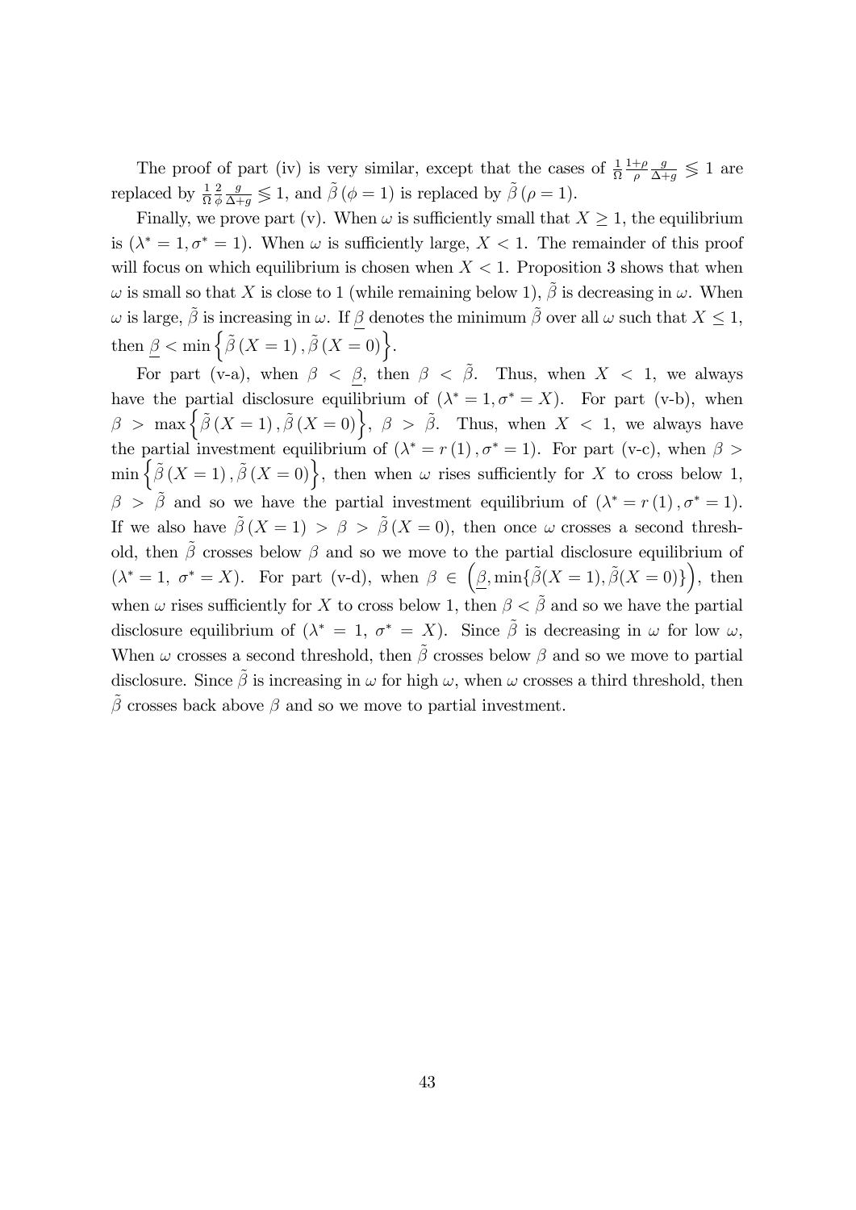The proof of part (iv) is very similar, except that the cases of $\frac{1}{\Omega}\frac{1+\rho}{\rho}\frac{g}{\Delta+g} \lesseqgtr 1$ are replaced by $\frac{1}{\Omega}\frac{2}{\phi}\frac{g}{\Delta+g} \lesseqgtr 1$, and $\tilde{\beta}(\phi = 1)$ is replaced by $\tilde{\beta}(\rho = 1)$.

Finally, we prove part (v). When $\omega$ is sufficiently small that $X \geq 1$, the equilibrium is $(\lambda^* = 1, \sigma^* = 1)$. When $\omega$ is sufficiently large, $X < 1$. The remainder of this proof will focus on which equilibrium is chosen when $X < 1$. Proposition 3 shows that when $\omega$ is small so that $X$ is close to 1 (while remaining below 1), $\tilde{\beta}$ is decreasing in $\omega$. When $\omega$ is large, $\tilde{\beta}$ is increasing in $\omega$. If $\underline{\beta}$ denotes the minimum $\tilde{\beta}$ over all $\omega$ such that $X \leq 1$, then $\underline{\beta} < \min\left\{\tilde{\beta}(X = 1), \tilde{\beta}(X = 0)\right\}$.

For part (v-a), when $\beta < \underline{\beta}$, then $\beta < \tilde{\beta}$. Thus, when $X < 1$, we always have the partial disclosure equilibrium of $(\lambda^* = 1, \sigma^* = X)$. For part (v-b), when $\beta > \max\left\{\tilde{\beta}(X = 1), \tilde{\beta}(X = 0)\right\}$, $\beta > \tilde{\beta}$. Thus, when $X < 1$, we always have the partial investment equilibrium of $(\lambda^* = r(1), \sigma^* = 1)$. For part (v-c), when $\beta > \min\left\{\tilde{\beta}(X = 1), \tilde{\beta}(X = 0)\right\}$, then when $\omega$ rises sufficiently for $X$ to cross below 1, $\beta > \tilde{\beta}$ and so we have the partial investment equilibrium of $(\lambda^* = r(1), \sigma^* = 1)$. If we also have $\tilde{\beta}(X = 1) > \beta > \tilde{\beta}(X = 0)$, then once $\omega$ crosses a second threshold, then $\tilde{\beta}$ crosses below $\beta$ and so we move to the partial disclosure equilibrium of $(\lambda^* = 1,\ \sigma^* = X)$. For part (v-d), when $\beta \in \left(\underline{\beta}, \min\{\tilde{\beta}(X = 1), \tilde{\beta}(X = 0)\}\right)$, then when $\omega$ rises sufficiently for $X$ to cross below 1, then $\beta < \tilde{\beta}$ and so we have the partial disclosure equilibrium of $(\lambda^* = 1,\ \sigma^* = X)$. Since $\tilde{\beta}$ is decreasing in $\omega$ for low $\omega$, When $\omega$ crosses a second threshold, then $\tilde{\beta}$ crosses below $\beta$ and so we move to partial disclosure. Since $\tilde{\beta}$ is increasing in $\omega$ for high $\omega$, when $\omega$ crosses a third threshold, then $\tilde{\beta}$ crosses back above $\beta$ and so we move to partial investment.